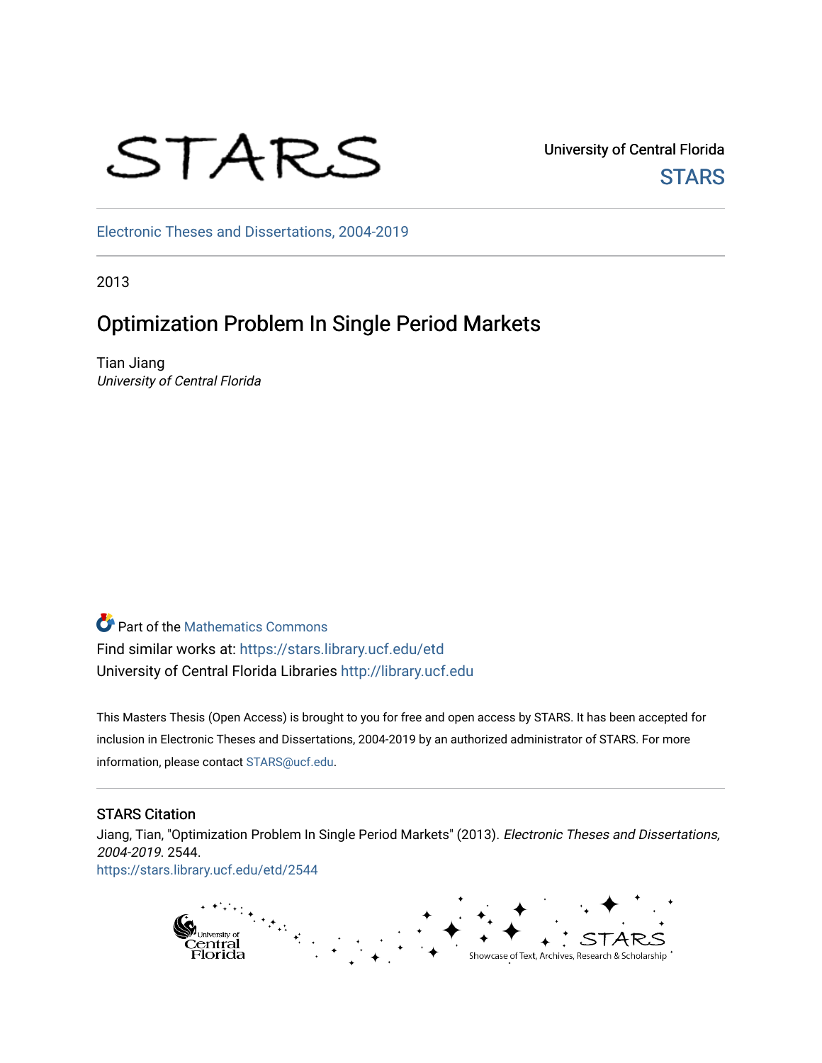University of Central Florida

STARS

Electronic Theses and Dissertations, 2004-2019

2013

# Optimization Problem In Single Period Markets

Tian Jiang
*University of Central Florida*

Part of the Mathematics Commons

Find similar works at: https://stars.library.ucf.edu/etd

University of Central Florida Libraries http://library.ucf.edu

This Masters Thesis (Open Access) is brought to you for free and open access by STARS. It has been accepted for inclusion in Electronic Theses and Dissertations, 2004-2019 by an authorized administrator of STARS. For more information, please contact STARS@ucf.edu.

## STARS Citation

Jiang, Tian, "Optimization Problem In Single Period Markets" (2013). *Electronic Theses and Dissertations, 2004-2019*. 2544.
https://stars.library.ucf.edu/etd/2544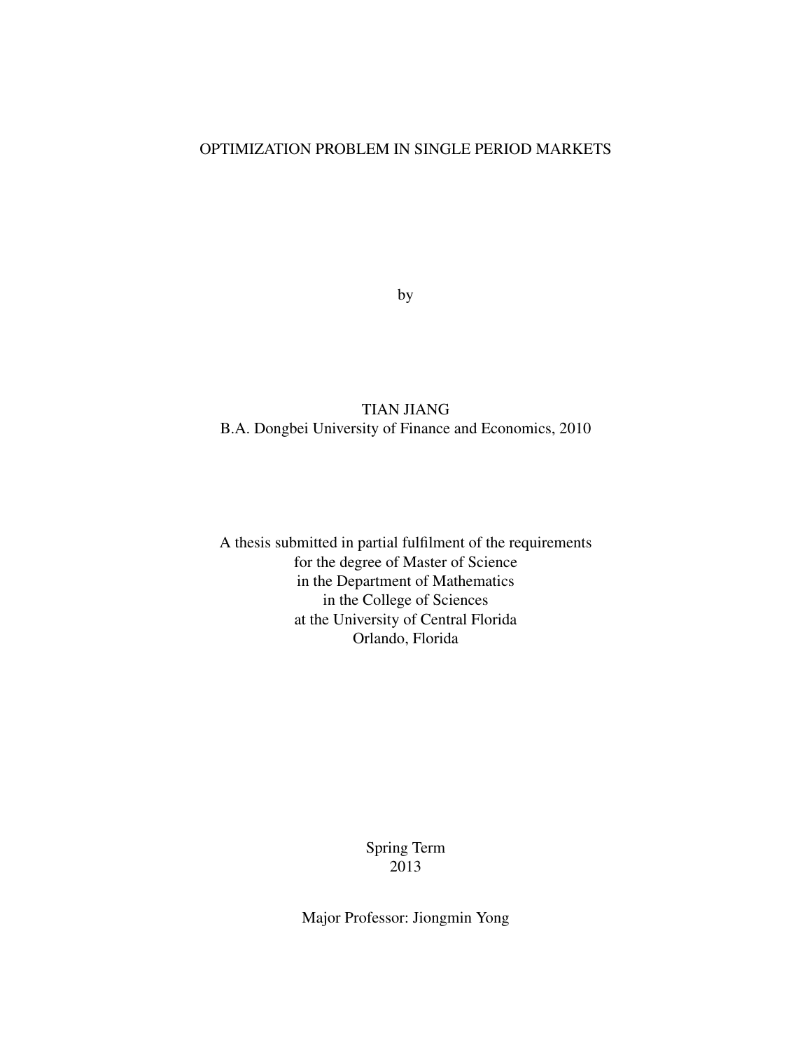# OPTIMIZATION PROBLEM IN SINGLE PERIOD MARKETS

by

TIAN JIANG
B.A. Dongbei University of Finance and Economics, 2010

A thesis submitted in partial fulfilment of the requirements
for the degree of Master of Science
in the Department of Mathematics
in the College of Sciences
at the University of Central Florida
Orlando, Florida

Spring Term
2013

Major Professor: Jiongmin Yong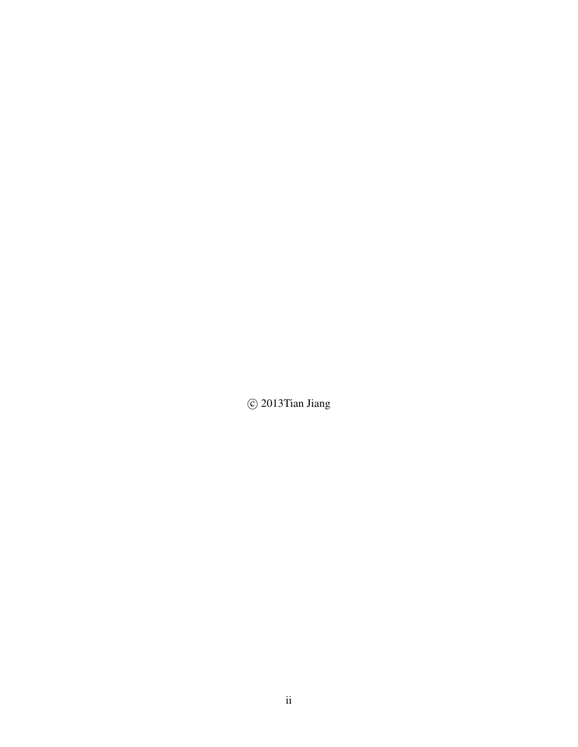© 2013Tian Jiang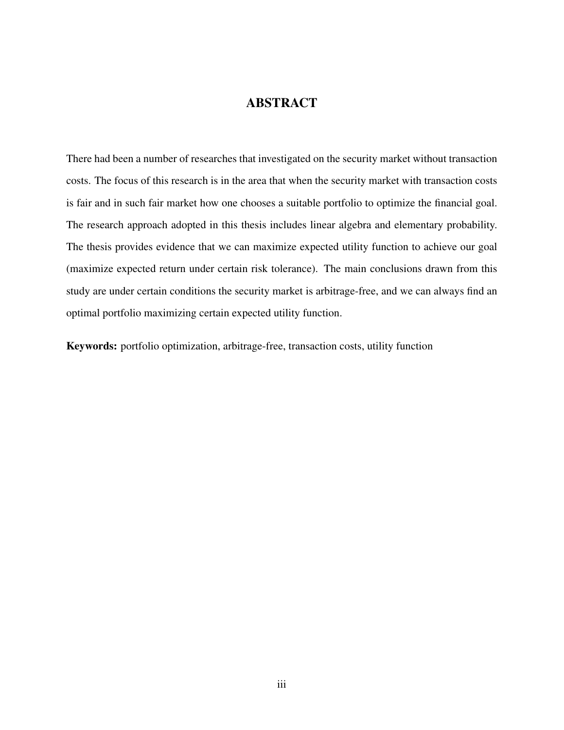# ABSTRACT

There had been a number of researches that investigated on the security market without transaction costs. The focus of this research is in the area that when the security market with transaction costs is fair and in such fair market how one chooses a suitable portfolio to optimize the financial goal. The research approach adopted in this thesis includes linear algebra and elementary probability. The thesis provides evidence that we can maximize expected utility function to achieve our goal (maximize expected return under certain risk tolerance). The main conclusions drawn from this study are under certain conditions the security market is arbitrage-free, and we can always find an optimal portfolio maximizing certain expected utility function.

**Keywords:** portfolio optimization, arbitrage-free, transaction costs, utility function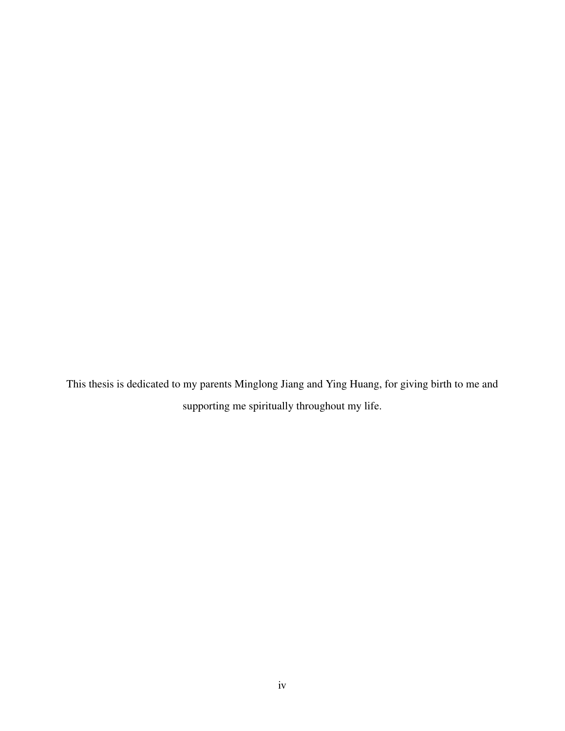This thesis is dedicated to my parents Minglong Jiang and Ying Huang, for giving birth to me and supporting me spiritually throughout my life.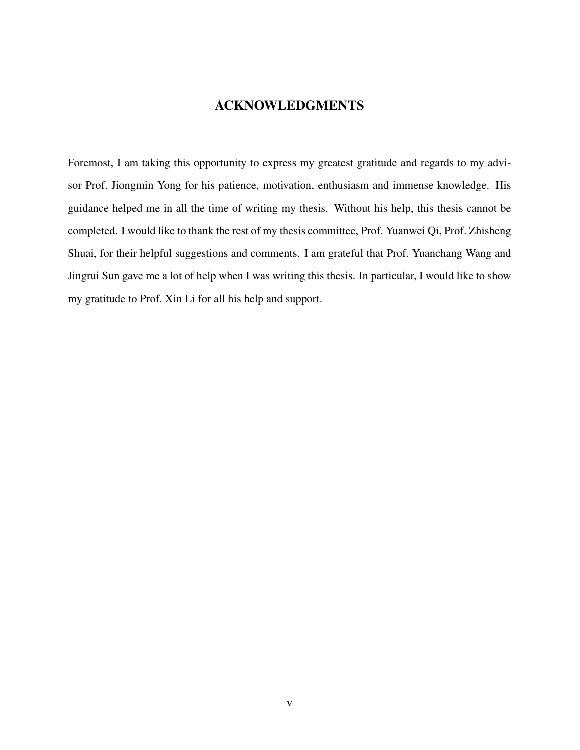# ACKNOWLEDGMENTS

Foremost, I am taking this opportunity to express my greatest gratitude and regards to my advisor Prof. Jiongmin Yong for his patience, motivation, enthusiasm and immense knowledge. His guidance helped me in all the time of writing my thesis. Without his help, this thesis cannot be completed. I would like to thank the rest of my thesis committee, Prof. Yuanwei Qi, Prof. Zhisheng Shuai, for their helpful suggestions and comments. I am grateful that Prof. Yuanchang Wang and Jingrui Sun gave me a lot of help when I was writing this thesis. In particular, I would like to show my gratitude to Prof. Xin Li for all his help and support.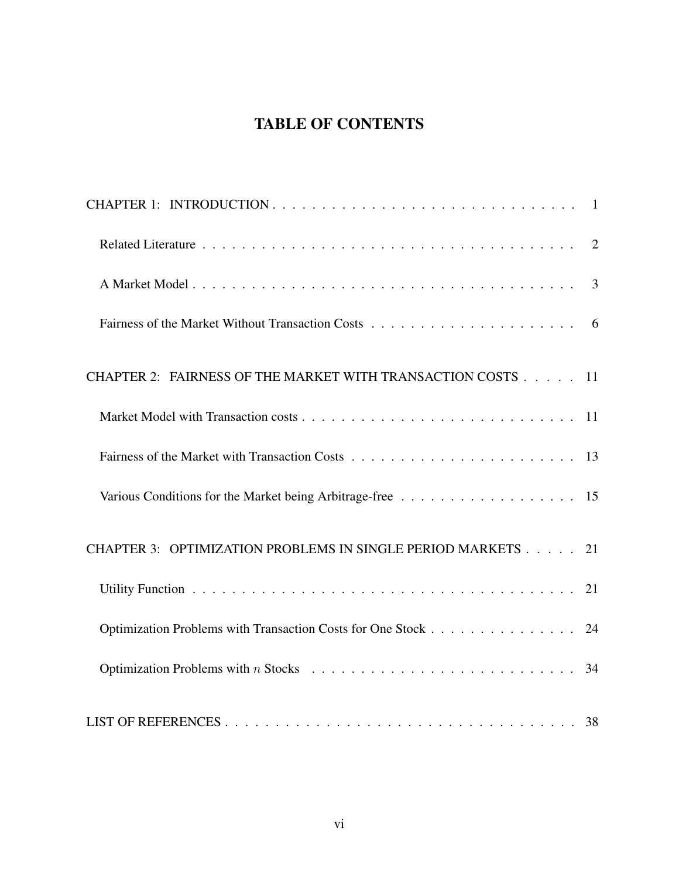# TABLE OF CONTENTS

CHAPTER 1: INTRODUCTION . . . . . . . . . . . . . . . . . . . . . . . . . . . . . . . . 1

- Related Literature . . . . . . . . . . . . . . . . . . . . . . . . . . . . . . . . . . . . . . . . 2
- A Market Model . . . . . . . . . . . . . . . . . . . . . . . . . . . . . . . . . . . . . . . . . 3
- Fairness of the Market Without Transaction Costs . . . . . . . . . . . . . . . . . . . . . 6

CHAPTER 2: FAIRNESS OF THE MARKET WITH TRANSACTION COSTS . . . . . 11

- Market Model with Transaction costs . . . . . . . . . . . . . . . . . . . . . . . . . . . . 11
- Fairness of the Market with Transaction Costs . . . . . . . . . . . . . . . . . . . . . . . 13
- Various Conditions for the Market being Arbitrage-free . . . . . . . . . . . . . . . . . . 15

CHAPTER 3: OPTIMIZATION PROBLEMS IN SINGLE PERIOD MARKETS . . . . . 21

- Utility Function . . . . . . . . . . . . . . . . . . . . . . . . . . . . . . . . . . . . . . . . 21
- Optimization Problems with Transaction Costs for One Stock . . . . . . . . . . . . . . . 24
- Optimization Problems with $n$ Stocks . . . . . . . . . . . . . . . . . . . . . . . . . . . 34

LIST OF REFERENCES . . . . . . . . . . . . . . . . . . . . . . . . . . . . . . . . . . . . 38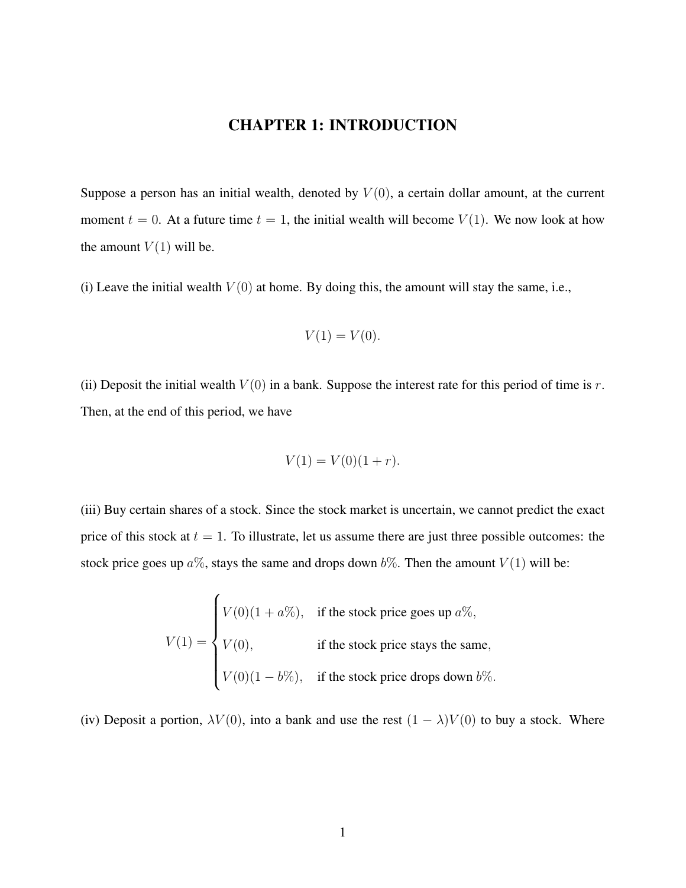# CHAPTER 1: INTRODUCTION

Suppose a person has an initial wealth, denoted by $V(0)$, a certain dollar amount, at the current moment $t = 0$. At a future time $t = 1$, the initial wealth will become $V(1)$. We now look at how the amount $V(1)$ will be.

(i) Leave the initial wealth $V(0)$ at home. By doing this, the amount will stay the same, i.e.,

$$V(1) = V(0).$$

(ii) Deposit the initial wealth $V(0)$ in a bank. Suppose the interest rate for this period of time is $r$. Then, at the end of this period, we have

$$V(1) = V(0)(1 + r).$$

(iii) Buy certain shares of a stock. Since the stock market is uncertain, we cannot predict the exact price of this stock at $t = 1$. To illustrate, let us assume there are just three possible outcomes: the stock price goes up $a\%$, stays the same and drops down $b\%$. Then the amount $V(1)$ will be:

$$V(1) = \begin{cases} V(0)(1 + a\%), & \text{if the stock price goes up } a\%, \\ V(0), & \text{if the stock price stays the same,} \\ V(0)(1 - b\%), & \text{if the stock price drops down } b\%. \end{cases}$$

(iv) Deposit a portion, $\lambda V(0)$, into a bank and use the rest $(1 - \lambda)V(0)$ to buy a stock. Where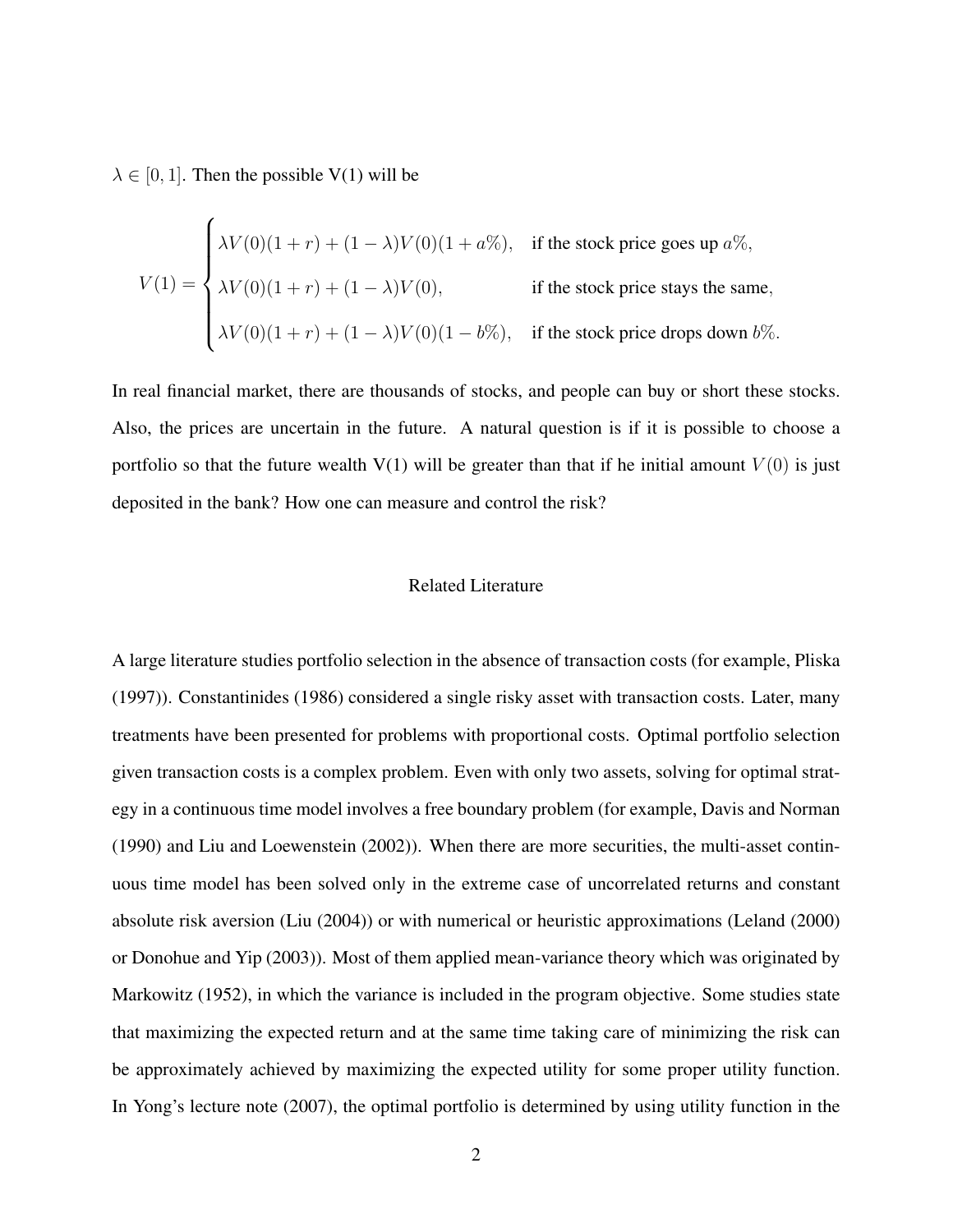$\lambda \in [0, 1]$. Then the possible V(1) will be

$$V(1) = \begin{cases} \lambda V(0)(1+r) + (1-\lambda)V(0)(1+a\%), & \text{if the stock price goes up } a\%, \\ \lambda V(0)(1+r) + (1-\lambda)V(0), & \text{if the stock price stays the same,} \\ \lambda V(0)(1+r) + (1-\lambda)V(0)(1-b\%), & \text{if the stock price drops down } b\%. \end{cases}$$

In real financial market, there are thousands of stocks, and people can buy or short these stocks. Also, the prices are uncertain in the future. A natural question is if it is possible to choose a portfolio so that the future wealth V(1) will be greater than that if he initial amount $V(0)$ is just deposited in the bank? How one can measure and control the risk?

## Related Literature

A large literature studies portfolio selection in the absence of transaction costs (for example, Pliska (1997)). Constantinides (1986) considered a single risky asset with transaction costs. Later, many treatments have been presented for problems with proportional costs. Optimal portfolio selection given transaction costs is a complex problem. Even with only two assets, solving for optimal strategy in a continuous time model involves a free boundary problem (for example, Davis and Norman (1990) and Liu and Loewenstein (2002)). When there are more securities, the multi-asset continuous time model has been solved only in the extreme case of uncorrelated returns and constant absolute risk aversion (Liu (2004)) or with numerical or heuristic approximations (Leland (2000) or Donohue and Yip (2003)). Most of them applied mean-variance theory which was originated by Markowitz (1952), in which the variance is included in the program objective. Some studies state that maximizing the expected return and at the same time taking care of minimizing the risk can be approximately achieved by maximizing the expected utility for some proper utility function. In Yong's lecture note (2007), the optimal portfolio is determined by using utility function in the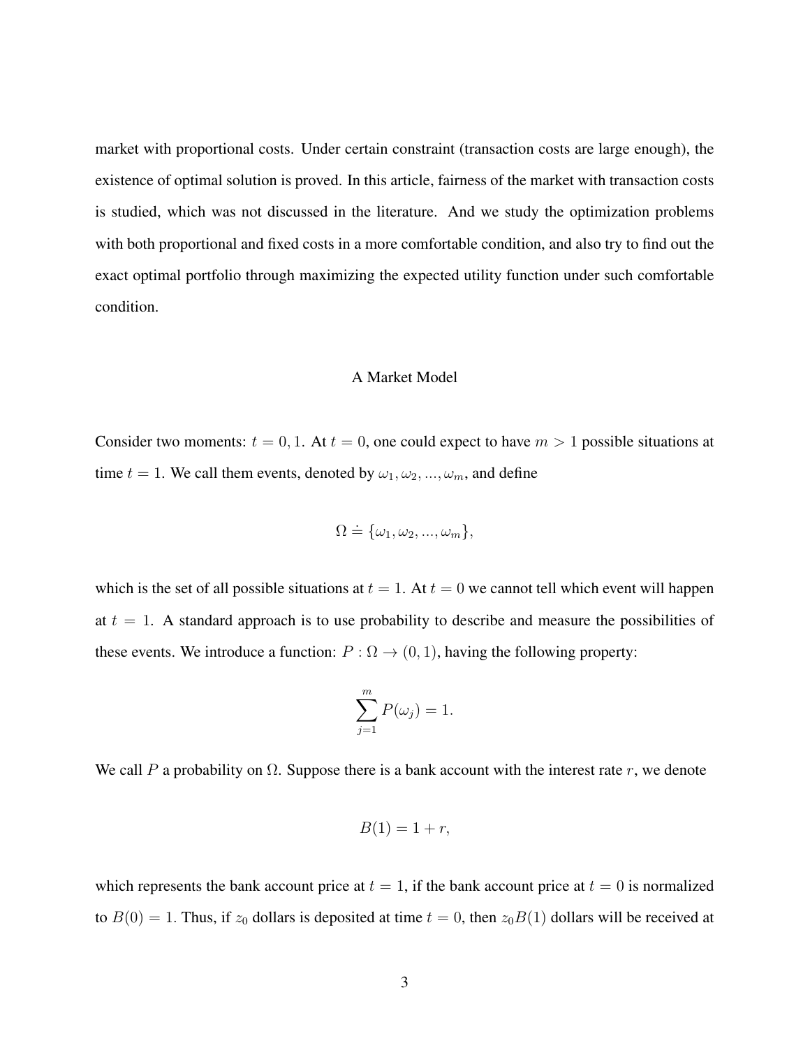market with proportional costs. Under certain constraint (transaction costs are large enough), the existence of optimal solution is proved. In this article, fairness of the market with transaction costs is studied, which was not discussed in the literature. And we study the optimization problems with both proportional and fixed costs in a more comfortable condition, and also try to find out the exact optimal portfolio through maximizing the expected utility function under such comfortable condition.

## A Market Model

Consider two moments: $t = 0, 1$. At $t = 0$, one could expect to have $m > 1$ possible situations at time $t = 1$. We call them events, denoted by $\omega_1, \omega_2, ..., \omega_m$, and define

$$\Omega \doteq \{\omega_1, \omega_2, ..., \omega_m\},$$

which is the set of all possible situations at $t = 1$. At $t = 0$ we cannot tell which event will happen at $t = 1$. A standard approach is to use probability to describe and measure the possibilities of these events. We introduce a function: $P : \Omega \to (0, 1)$, having the following property:

$$\sum_{j=1}^{m} P(\omega_j) = 1.$$

We call $P$ a probability on $\Omega$. Suppose there is a bank account with the interest rate $r$, we denote

$$B(1) = 1 + r,$$

which represents the bank account price at $t = 1$, if the bank account price at $t = 0$ is normalized to $B(0) = 1$. Thus, if $z_0$ dollars is deposited at time $t = 0$, then $z_0 B(1)$ dollars will be received at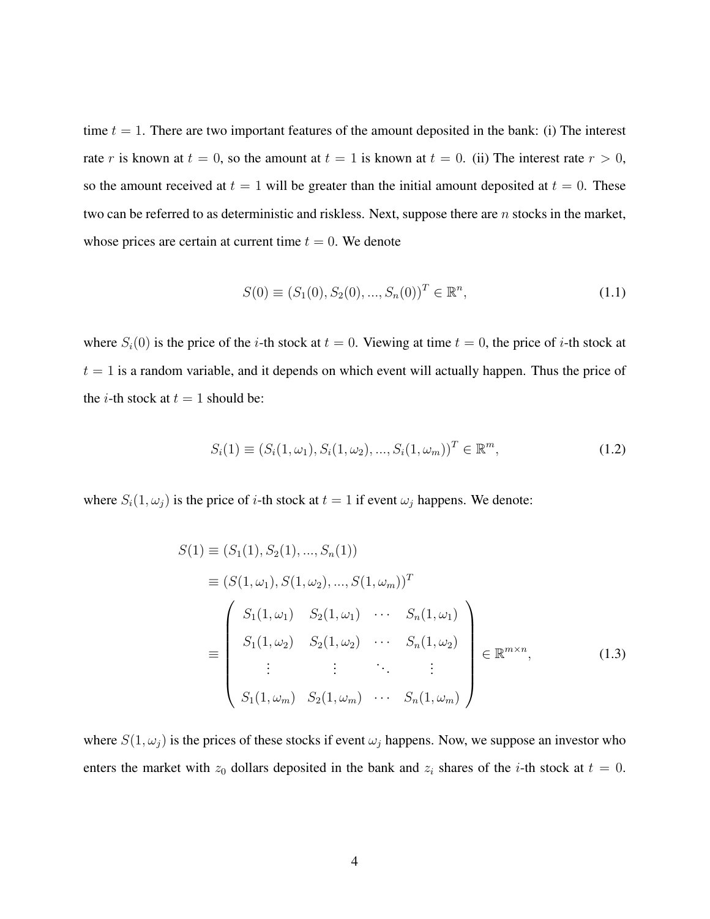time $t = 1$. There are two important features of the amount deposited in the bank: (i) The interest rate $r$ is known at $t = 0$, so the amount at $t = 1$ is known at $t = 0$. (ii) The interest rate $r > 0$, so the amount received at $t = 1$ will be greater than the initial amount deposited at $t = 0$. These two can be referred to as deterministic and riskless. Next, suppose there are $n$ stocks in the market, whose prices are certain at current time $t = 0$. We denote

$$S(0) \equiv (S_1(0), S_2(0), ..., S_n(0))^T \in \mathbb{R}^n, \tag{1.1}$$

where $S_i(0)$ is the price of the $i$-th stock at $t = 0$. Viewing at time $t = 0$, the price of $i$-th stock at $t = 1$ is a random variable, and it depends on which event will actually happen. Thus the price of the $i$-th stock at $t = 1$ should be:

$$S_i(1) \equiv (S_i(1, \omega_1), S_i(1, \omega_2), ..., S_i(1, \omega_m))^T \in \mathbb{R}^m, \tag{1.2}$$

where $S_i(1, \omega_j)$ is the price of $i$-th stock at $t = 1$ if event $\omega_j$ happens. We denote:

$$\begin{aligned} S(1) &\equiv (S_1(1), S_2(1), ..., S_n(1)) \\ &\equiv (S(1, \omega_1), S(1, \omega_2), ..., S(1, \omega_m))^T \\ &\equiv \begin{pmatrix} S_1(1, \omega_1) & S_2(1, \omega_1) & \cdots & S_n(1, \omega_1) \\ S_1(1, \omega_2) & S_2(1, \omega_2) & \cdots & S_n(1, \omega_2) \\ \vdots & \vdots & \ddots & \vdots \\ S_1(1, \omega_m) & S_2(1, \omega_m) & \cdots & S_n(1, \omega_m) \end{pmatrix} \in \mathbb{R}^{m \times n}, \end{aligned} \tag{1.3}$$

where $S(1, \omega_j)$ is the prices of these stocks if event $\omega_j$ happens. Now, we suppose an investor who enters the market with $z_0$ dollars deposited in the bank and $z_i$ shares of the $i$-th stock at $t = 0$.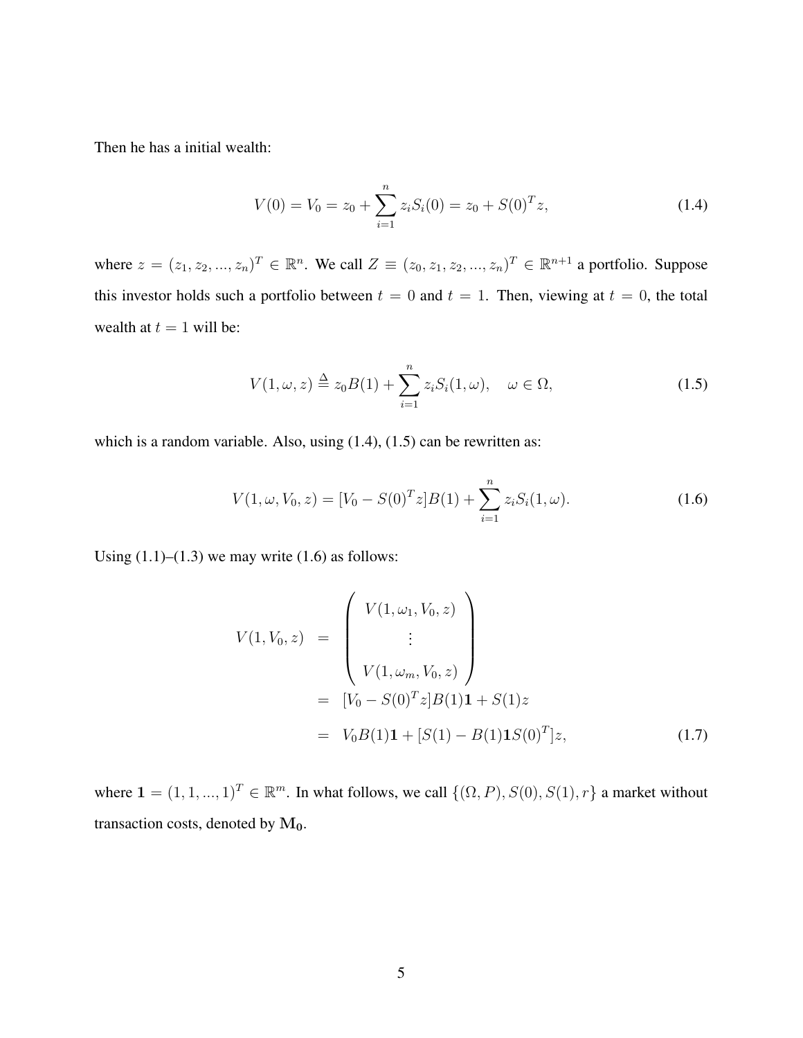Then he has a initial wealth:

$$V(0) = V_0 = z_0 + \sum_{i=1}^{n} z_i S_i(0) = z_0 + S(0)^T z, \tag{1.4}$$

where $z = (z_1, z_2, ..., z_n)^T \in \mathbb{R}^n$. We call $Z \equiv (z_0, z_1, z_2, ..., z_n)^T \in \mathbb{R}^{n+1}$ a portfolio. Suppose this investor holds such a portfolio between $t = 0$ and $t = 1$. Then, viewing at $t = 0$, the total wealth at $t = 1$ will be:

$$V(1, \omega, z) \overset{\Delta}{=} z_0 B(1) + \sum_{i=1}^{n} z_i S_i(1, \omega), \quad \omega \in \Omega, \tag{1.5}$$

which is a random variable. Also, using (1.4), (1.5) can be rewritten as:

$$V(1, \omega, V_0, z) = [V_0 - S(0)^T z] B(1) + \sum_{i=1}^{n} z_i S_i(1, \omega). \tag{1.6}$$

Using (1.1)–(1.3) we may write (1.6) as follows:

$$\begin{aligned} V(1, V_0, z) &= \begin{pmatrix} V(1, \omega_1, V_0, z) \\ \vdots \\ V(1, \omega_m, V_0, z) \end{pmatrix} \\ &= [V_0 - S(0)^T z] B(1) \mathbf{1} + S(1) z \\ &= V_0 B(1) \mathbf{1} + [S(1) - B(1) \mathbf{1} S(0)^T] z, \end{aligned} \tag{1.7}$$

where $\mathbf{1} = (1, 1, ..., 1)^T \in \mathbb{R}^m$. In what follows, we call $\{(\Omega, P), S(0), S(1), r\}$ a market without transaction costs, denoted by $\mathbf{M_0}$.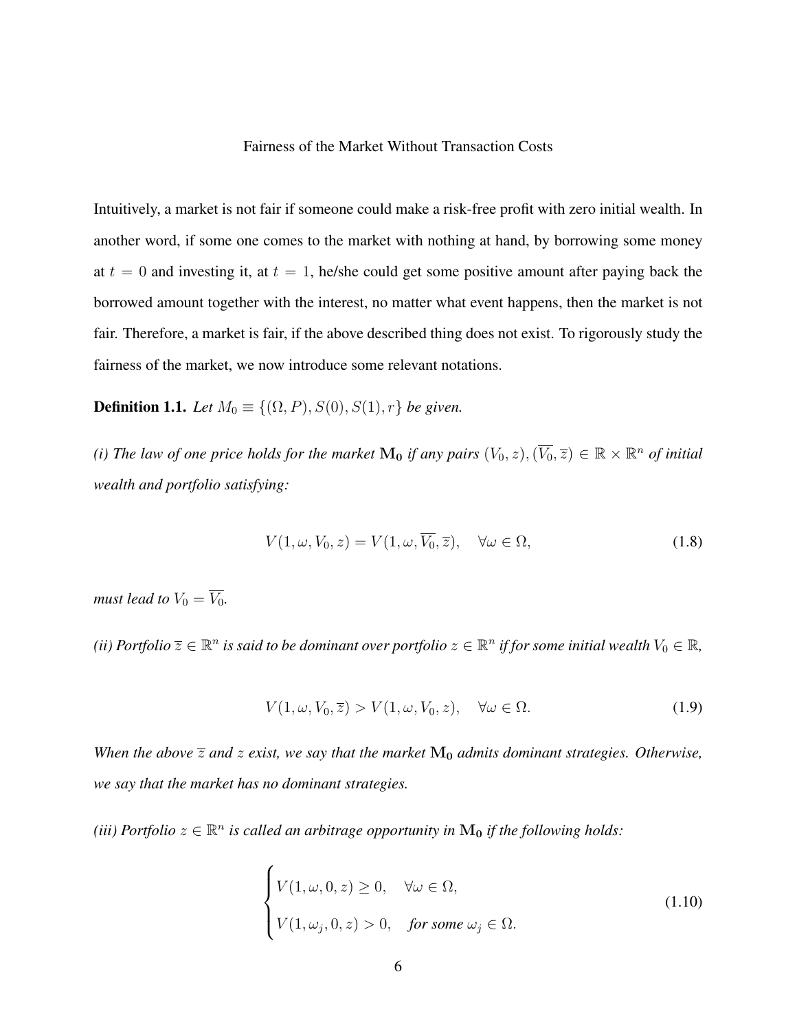## Fairness of the Market Without Transaction Costs

Intuitively, a market is not fair if someone could make a risk-free profit with zero initial wealth. In another word, if some one comes to the market with nothing at hand, by borrowing some money at $t = 0$ and investing it, at $t = 1$, he/she could get some positive amount after paying back the borrowed amount together with the interest, no matter what event happens, then the market is not fair. Therefore, a market is fair, if the above described thing does not exist. To rigorously study the fairness of the market, we now introduce some relevant notations.

**Definition 1.1.** *Let $M_0 \equiv \{(\Omega, P), S(0), S(1), r\}$ be given.*

*(i) The law of one price holds for the market $\mathbf{M_0}$ if any pairs $(V_0, z), (\overline{V_0}, \overline{z}) \in \mathbb{R} \times \mathbb{R}^n$ of initial wealth and portfolio satisfying:*

$$V(1, \omega, V_0, z) = V(1, \omega, \overline{V_0}, \overline{z}), \quad \forall \omega \in \Omega, \tag{1.8}$$

*must lead to $V_0 = \overline{V_0}$.*

*(ii) Portfolio $\overline{z} \in \mathbb{R}^n$ is said to be dominant over portfolio $z \in \mathbb{R}^n$ if for some initial wealth $V_0 \in \mathbb{R}$,*

$$V(1, \omega, V_0, \overline{z}) > V(1, \omega, V_0, z), \quad \forall \omega \in \Omega. \tag{1.9}$$

*When the above $\overline{z}$ and $z$ exist, we say that the market $\mathbf{M_0}$ admits dominant strategies. Otherwise, we say that the market has no dominant strategies.*

*(iii) Portfolio $z \in \mathbb{R}^n$ is called an arbitrage opportunity in $\mathbf{M_0}$ if the following holds:*

$$\begin{cases} V(1, \omega, 0, z) \geq 0, & \forall \omega \in \Omega, \\ V(1, \omega_j, 0, z) > 0, & \text{for some } \omega_j \in \Omega. \end{cases} \tag{1.10}$$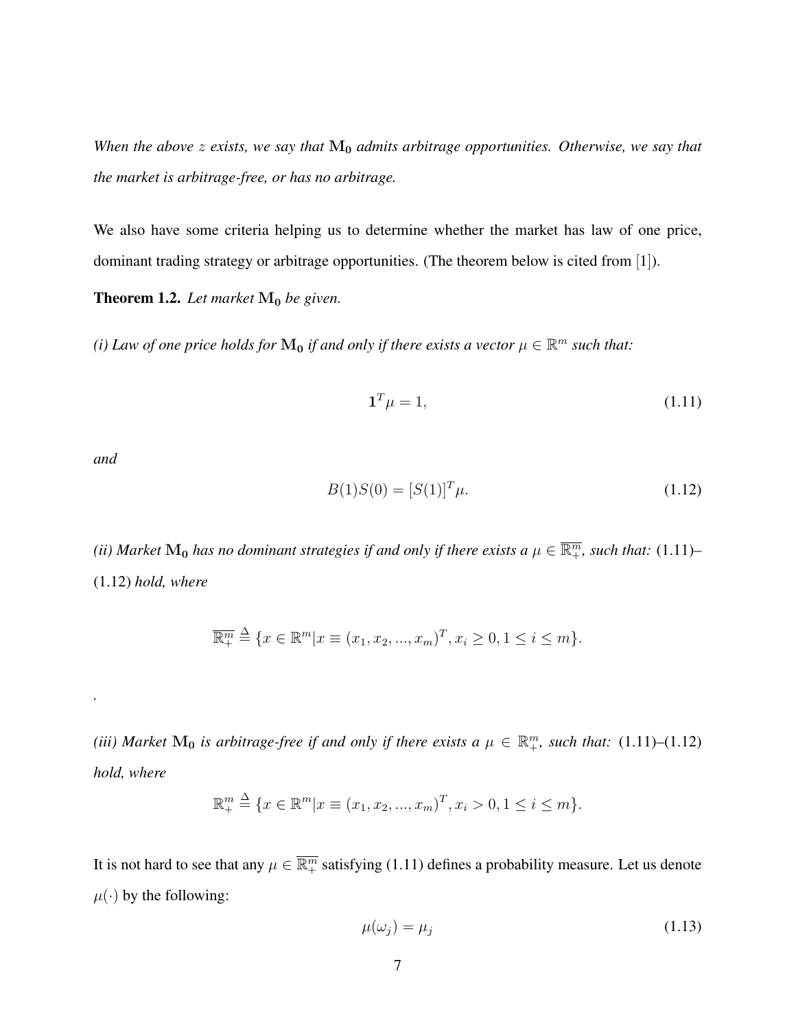*When the above $z$ exists, we say that $\mathbf{M_0}$ admits arbitrage opportunities. Otherwise, we say that the market is arbitrage-free, or has no arbitrage.*

We also have some criteria helping us to determine whether the market has law of one price, dominant trading strategy or arbitrage opportunities. (The theorem below is cited from [1]).

**Theorem 1.2.** *Let market $\mathbf{M_0}$ be given.*

*(i) Law of one price holds for $\mathbf{M_0}$ if and only if there exists a vector $\mu \in \mathbb{R}^m$ such that:*

$$\mathbf{1}^T \mu = 1, \tag{1.11}$$

*and*

$$B(1)S(0) = [S(1)]^T \mu. \tag{1.12}$$

*(ii) Market $\mathbf{M_0}$ has no dominant strategies if and only if there exists a $\mu \in \overline{\mathbb{R}^m_+}$, such that:* (1.11)–(1.12) *hold, where*

$$\overline{\mathbb{R}^m_+} \triangleq \{x \in \mathbb{R}^m | x \equiv (x_1, x_2, ..., x_m)^T, x_i \geq 0, 1 \leq i \leq m\}.$$

.

*(iii) Market $\mathbf{M_0}$ is arbitrage-free if and only if there exists a $\mu \in \mathbb{R}^m_+$, such that:* (1.11)–(1.12) *hold, where*

$$\mathbb{R}^m_+ \triangleq \{x \in \mathbb{R}^m | x \equiv (x_1, x_2, ..., x_m)^T, x_i > 0, 1 \leq i \leq m\}.$$

It is not hard to see that any $\mu \in \overline{\mathbb{R}^m_+}$ satisfying (1.11) defines a probability measure. Let us denote $\mu(\cdot)$ by the following:

$$\mu(\omega_j) = \mu_j \tag{1.13}$$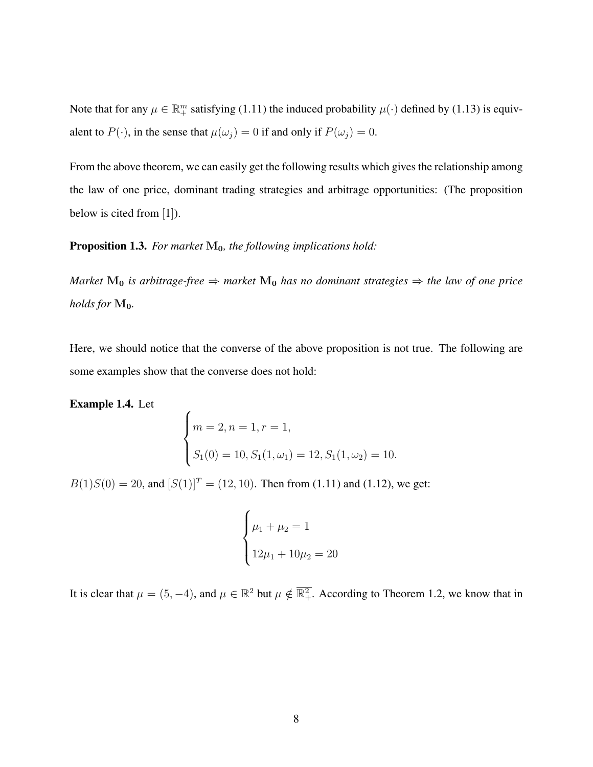Note that for any $\mu \in \mathbb{R}_+^m$ satisfying (1.11) the induced probability $\mu(\cdot)$ defined by (1.13) is equivalent to $P(\cdot)$, in the sense that $\mu(\omega_j) = 0$ if and only if $P(\omega_j) = 0$.

From the above theorem, we can easily get the following results which gives the relationship among the law of one price, dominant trading strategies and arbitrage opportunities: (The proposition below is cited from [1]).

**Proposition 1.3.** *For market* $\mathbf{M_0}$*, the following implications hold:*

*Market* $\mathbf{M_0}$ *is arbitrage-free* $\Rightarrow$ *market* $\mathbf{M_0}$ *has no dominant strategies* $\Rightarrow$ *the law of one price holds for* $\mathbf{M_0}$.

Here, we should notice that the converse of the above proposition is not true. The following are some examples show that the converse does not hold:

**Example 1.4.** Let

$$\begin{cases} m = 2, n = 1, r = 1, \\ S_1(0) = 10, S_1(1,\omega_1) = 12, S_1(1,\omega_2) = 10. \end{cases}$$

$B(1)S(0) = 20$, and $[S(1)]^T = (12, 10)$. Then from (1.11) and (1.12), we get:

$$\begin{cases} \mu_1 + \mu_2 = 1 \\ 12\mu_1 + 10\mu_2 = 20 \end{cases}$$

It is clear that $\mu = (5, -4)$, and $\mu \in \mathbb{R}^2$ but $\mu \notin \overline{\mathbb{R}_+^2}$. According to Theorem 1.2, we know that in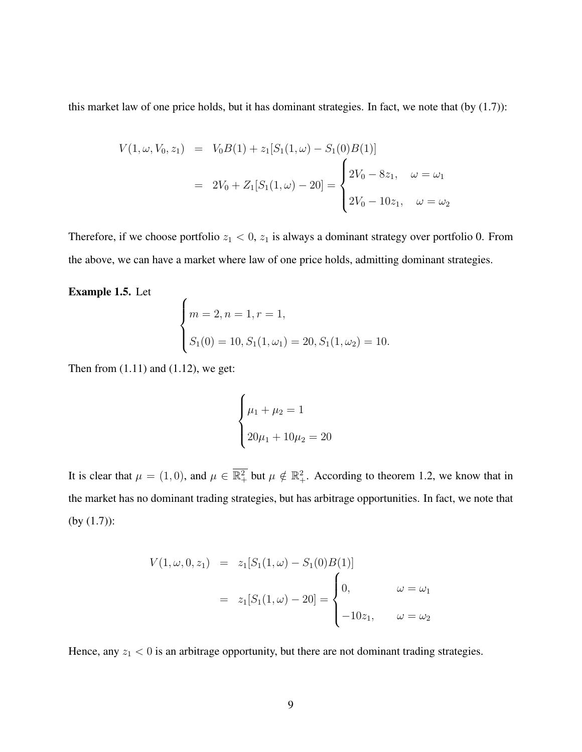this market law of one price holds, but it has dominant strategies. In fact, we note that (by (1.7)):

$$
\begin{aligned}
V(1, \omega, V_0, z_1) &= V_0 B(1) + z_1[S_1(1,\omega) - S_1(0)B(1)] \\
&= 2V_0 + Z_1[S_1(1,\omega) - 20] = \begin{cases} 2V_0 - 8z_1, & \omega = \omega_1 \\ 2V_0 - 10z_1, & \omega = \omega_2 \end{cases}
\end{aligned}
$$

Therefore, if we choose portfolio $z_1 < 0$, $z_1$ is always a dominant strategy over portfolio 0. From the above, we can have a market where law of one price holds, admitting dominant strategies.

**Example 1.5.** Let

$$
\begin{cases} m = 2, n = 1, r = 1, \\ S_1(0) = 10, S_1(1, \omega_1) = 20, S_1(1, \omega_2) = 10. \end{cases}
$$

Then from (1.11) and (1.12), we get:

$$
\begin{cases} \mu_1 + \mu_2 = 1 \\ 20\mu_1 + 10\mu_2 = 20 \end{cases}
$$

It is clear that $\mu = (1, 0)$, and $\mu \in \overline{\mathbb{R}^2_+}$ but $\mu \notin \mathbb{R}^2_+$. According to theorem 1.2, we know that in the market has no dominant trading strategies, but has arbitrage opportunities. In fact, we note that (by (1.7)):

$$
\begin{aligned}
V(1, \omega, 0, z_1) &= z_1[S_1(1,\omega) - S_1(0)B(1)] \\
&= z_1[S_1(1,\omega) - 20] = \begin{cases} 0, & \omega = \omega_1 \\ -10z_1, & \omega = \omega_2 \end{cases}
\end{aligned}
$$

Hence, any $z_1 < 0$ is an arbitrage opportunity, but there are not dominant trading strategies.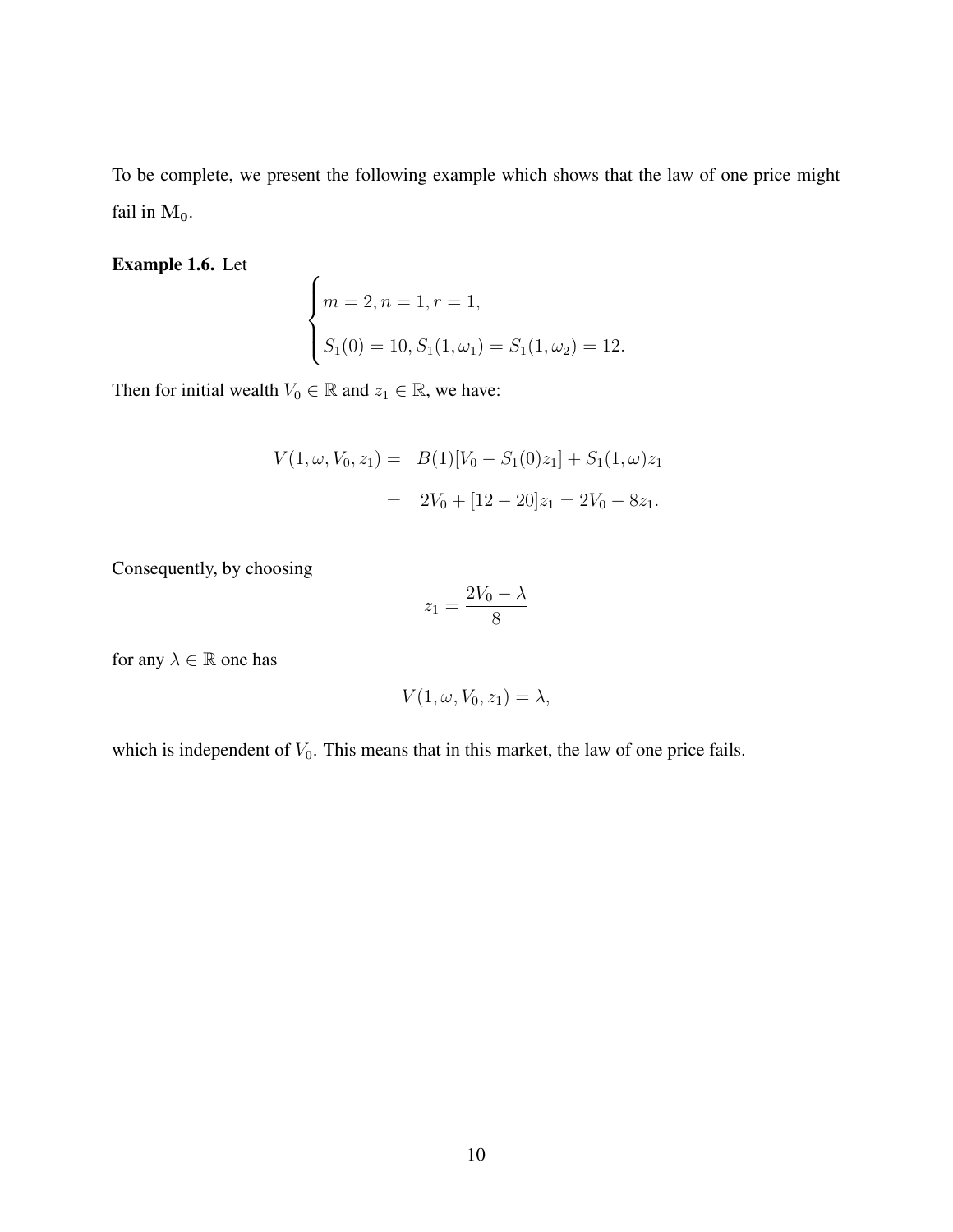To be complete, we present the following example which shows that the law of one price might fail in $\mathbf{M_0}$.

**Example 1.6.** Let

$$
\begin{cases}
m = 2, n = 1, r = 1, \\
S_1(0) = 10, S_1(1, \omega_1) = S_1(1, \omega_2) = 12.
\end{cases}
$$

Then for initial wealth $V_0 \in \mathbb{R}$ and $z_1 \in \mathbb{R}$, we have:

$$
\begin{aligned}
V(1, \omega, V_0, z_1) = & \quad B(1)[V_0 - S_1(0)z_1] + S_1(1, \omega)z_1 \\
= & \quad 2V_0 + [12 - 20]z_1 = 2V_0 - 8z_1.
\end{aligned}
$$

Consequently, by choosing

$$
z_1 = \frac{2V_0 - \lambda}{8}
$$

for any $\lambda \in \mathbb{R}$ one has

$$
V(1, \omega, V_0, z_1) = \lambda,
$$

which is independent of $V_0$. This means that in this market, the law of one price fails.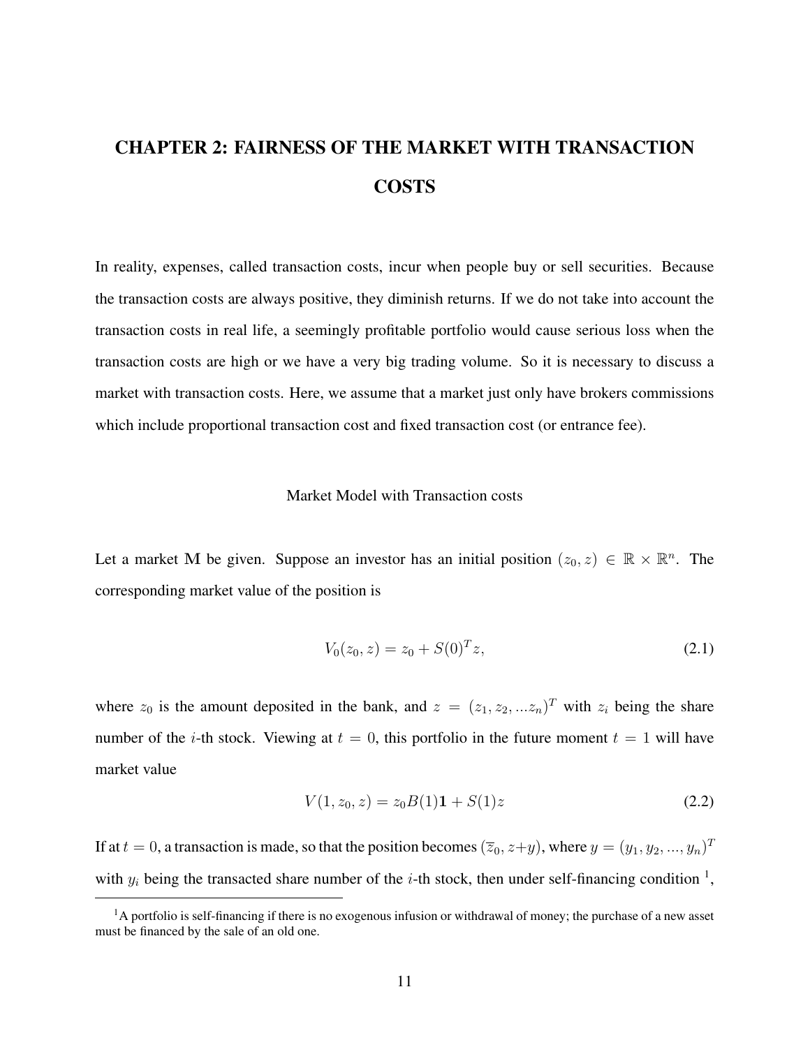# CHAPTER 2: FAIRNESS OF THE MARKET WITH TRANSACTION COSTS

In reality, expenses, called transaction costs, incur when people buy or sell securities. Because the transaction costs are always positive, they diminish returns. If we do not take into account the transaction costs in real life, a seemingly profitable portfolio would cause serious loss when the transaction costs are high or we have a very big trading volume. So it is necessary to discuss a market with transaction costs. Here, we assume that a market just only have brokers commissions which include proportional transaction cost and fixed transaction cost (or entrance fee).

## Market Model with Transaction costs

Let a market $\mathbf{M}$ be given. Suppose an investor has an initial position $(z_0, z) \in \mathbb{R} \times \mathbb{R}^n$. The corresponding market value of the position is

$$V_0(z_0, z) = z_0 + S(0)^T z, \tag{2.1}$$

where $z_0$ is the amount deposited in the bank, and $z = (z_1, z_2, ...z_n)^T$ with $z_i$ being the share number of the $i$-th stock. Viewing at $t = 0$, this portfolio in the future moment $t = 1$ will have market value

$$V(1, z_0, z) = z_0 B(1)\mathbf{1} + S(1)z \tag{2.2}$$

If at $t = 0$, a transaction is made, so that the position becomes $(\overline{z}_0, z+y)$, where $y = (y_1, y_2, ..., y_n)^T$ with $y_i$ being the transacted share number of the $i$-th stock, then under self-financing condition [1],

[1] A portfolio is self-financing if there is no exogenous infusion or withdrawal of money; the purchase of a new asset must be financed by the sale of an old one.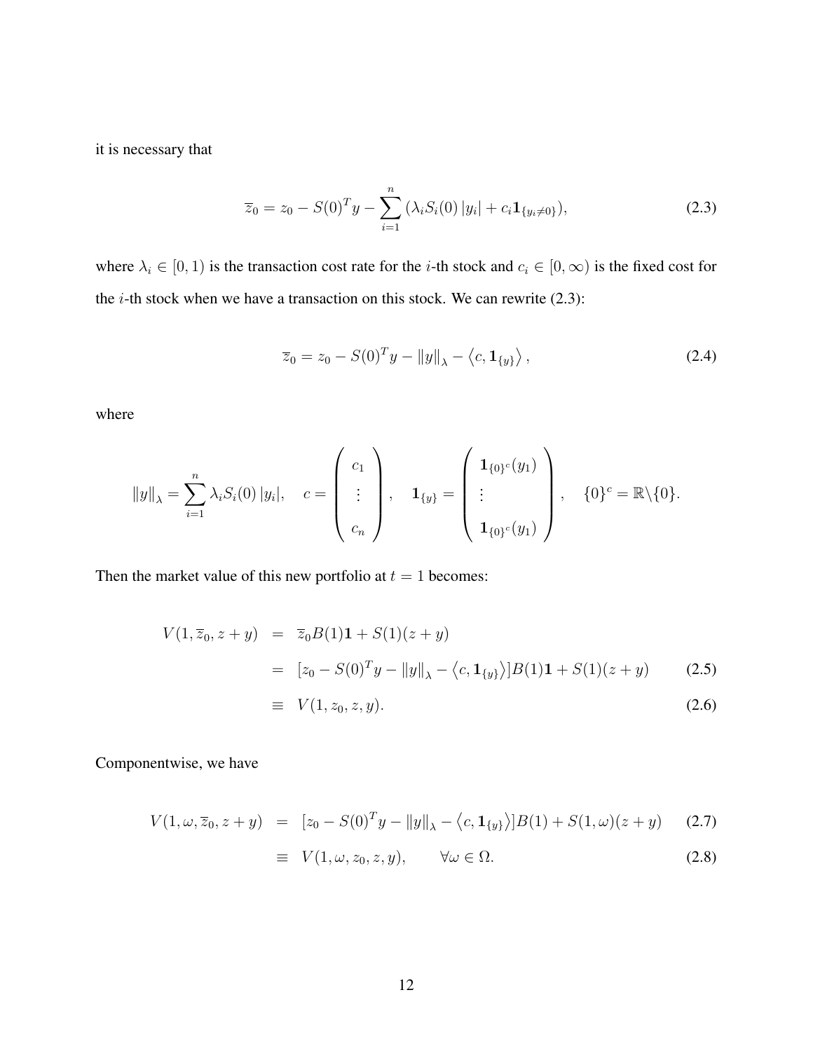it is necessary that

$$\overline{z}_0 = z_0 - S(0)^T y - \sum_{i=1}^{n} (\lambda_i S_i(0) |y_i| + c_i \mathbf{1}_{\{y_i \neq 0\}}), \tag{2.3}$$

where $\lambda_i \in [0, 1)$ is the transaction cost rate for the $i$-th stock and $c_i \in [0, \infty)$ is the fixed cost for the $i$-th stock when we have a transaction on this stock. We can rewrite (2.3):

$$\overline{z}_0 = z_0 - S(0)^T y - \|y\|_\lambda - \left\langle c, \mathbf{1}_{\{y\}} \right\rangle, \tag{2.4}$$

where

$$\|y\|_\lambda = \sum_{i=1}^{n} \lambda_i S_i(0) |y_i|, \quad c = \begin{pmatrix} c_1 \\ \vdots \\ c_n \end{pmatrix}, \quad \mathbf{1}_{\{y\}} = \begin{pmatrix} \mathbf{1}_{\{0\}^c}(y_1) \\ \vdots \\ \mathbf{1}_{\{0\}^c}(y_1) \end{pmatrix}, \quad \{0\}^c = \mathbb{R} \backslash \{0\}.$$

Then the market value of this new portfolio at $t = 1$ becomes:

$$\begin{aligned} V(1, \overline{z}_0, z + y) &= \overline{z}_0 B(1) \mathbf{1} + S(1)(z + y) \\ &= [z_0 - S(0)^T y - \|y\|_\lambda - \left\langle c, \mathbf{1}_{\{y\}} \right\rangle] B(1) \mathbf{1} + S(1)(z + y) \qquad (2.5) \\ &\equiv V(1, z_0, z, y). \qquad (2.6) \end{aligned}$$

Componentwise, we have

$$\begin{aligned} V(1, \omega, \overline{z}_0, z + y) &= [z_0 - S(0)^T y - \|y\|_\lambda - \left\langle c, \mathbf{1}_{\{y\}} \right\rangle] B(1) + S(1, \omega)(z + y) \qquad (2.7) \\ &\equiv V(1, \omega, z_0, z, y), \qquad \forall \omega \in \Omega. \qquad (2.8) \end{aligned}$$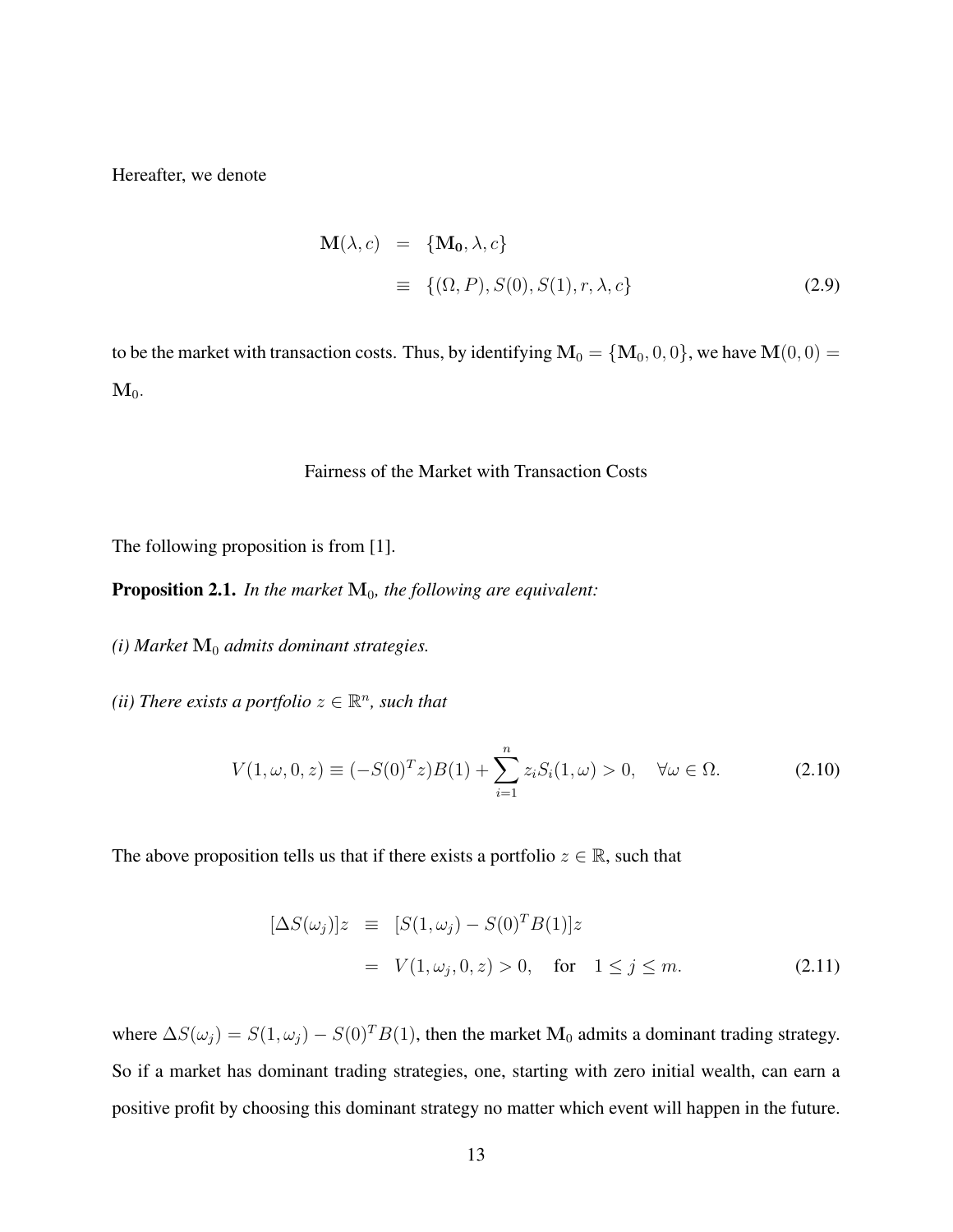Hereafter, we denote

$$
\begin{aligned}
\mathbf{M}(\lambda, c) &= \{\mathbf{M_0}, \lambda, c\} \\
&\equiv \{(\Omega, P), S(0), S(1), r, \lambda, c\}
\end{aligned} \tag{2.9}
$$

to be the market with transaction costs. Thus, by identifying $\mathbf{M}_0 = \{\mathbf{M}_0, 0, 0\}$, we have $\mathbf{M}(0,0) = \mathbf{M}_0$.

### Fairness of the Market with Transaction Costs

The following proposition is from [1].

**Proposition 2.1.** *In the market $\mathbf{M}_0$, the following are equivalent:*

*(i) Market $\mathbf{M}_0$ admits dominant strategies.*

*(ii) There exists a portfolio $z \in \mathbb{R}^n$, such that*

$$
V(1, \omega, 0, z) \equiv (-S(0)^T z)B(1) + \sum_{i=1}^{n} z_i S_i(1, \omega) > 0, \quad \forall \omega \in \Omega. \tag{2.10}
$$

The above proposition tells us that if there exists a portfolio $z \in \mathbb{R}$, such that

$$
\begin{aligned}
[\Delta S(\omega_j)]z &\equiv [S(1, \omega_j) - S(0)^T B(1)]z \\
&= V(1, \omega_j, 0, z) > 0, \quad \text{for} \quad 1 \le j \le m.
\end{aligned} \tag{2.11}
$$

where $\Delta S(\omega_j) = S(1, \omega_j) - S(0)^T B(1)$, then the market $\mathbf{M}_0$ admits a dominant trading strategy. So if a market has dominant trading strategies, one, starting with zero initial wealth, can earn a positive profit by choosing this dominant strategy no matter which event will happen in the future.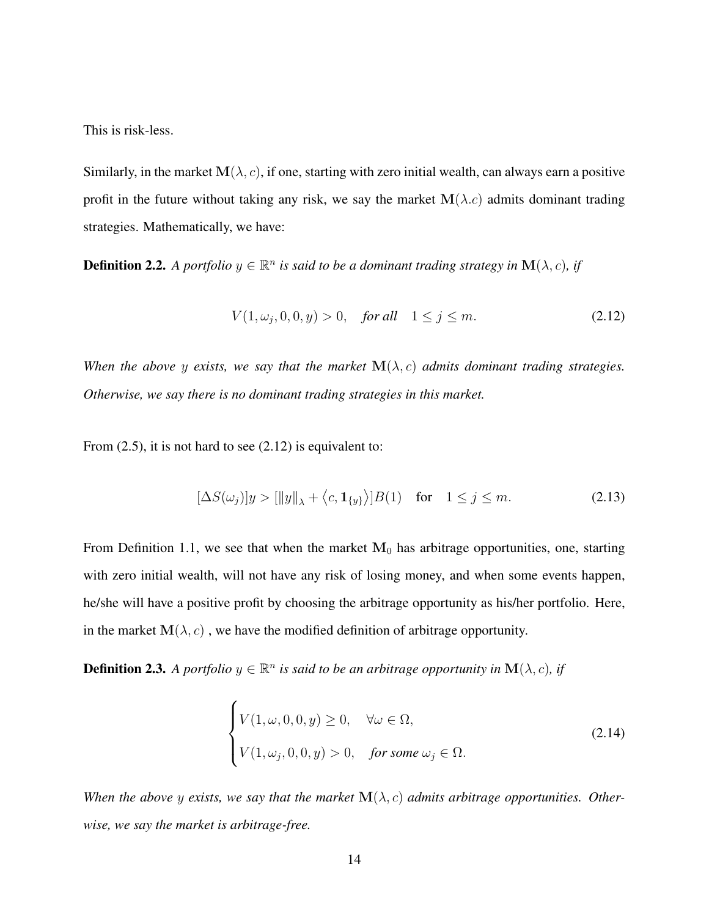This is risk-less.

Similarly, in the market $\mathbf{M}(\lambda, c)$, if one, starting with zero initial wealth, can always earn a positive profit in the future without taking any risk, we say the market $\mathbf{M}(\lambda.c)$ admits dominant trading strategies. Mathematically, we have:

**Definition 2.2.** *A portfolio $y \in \mathbb{R}^n$ is said to be a dominant trading strategy in $\mathbf{M}(\lambda, c)$, if*

$$V(1, \omega_j, 0, 0, y) > 0, \quad \textit{for all} \quad 1 \leq j \leq m. \tag{2.12}$$

*When the above $y$ exists, we say that the market $\mathbf{M}(\lambda, c)$ admits dominant trading strategies. Otherwise, we say there is no dominant trading strategies in this market.*

From (2.5), it is not hard to see (2.12) is equivalent to:

$$[\Delta S(\omega_j)]y > [\|y\|_\lambda + \langle c, \mathbf{1}_{\{y\}} \rangle] B(1) \quad \text{for} \quad 1 \leq j \leq m. \tag{2.13}$$

From Definition 1.1, we see that when the market $\mathbf{M}_0$ has arbitrage opportunities, one, starting with zero initial wealth, will not have any risk of losing money, and when some events happen, he/she will have a positive profit by choosing the arbitrage opportunity as his/her portfolio. Here, in the market $\mathbf{M}(\lambda, c)$ , we have the modified definition of arbitrage opportunity.

**Definition 2.3.** *A portfolio $y \in \mathbb{R}^n$ is said to be an arbitrage opportunity in $\mathbf{M}(\lambda, c)$, if*

$$\begin{cases} V(1, \omega, 0, 0, y) \geq 0, \quad \forall \omega \in \Omega, \\ V(1, \omega_j, 0, 0, y) > 0, \quad \textit{for some } \omega_j \in \Omega. \end{cases} \tag{2.14}$$

*When the above $y$ exists, we say that the market $\mathbf{M}(\lambda, c)$ admits arbitrage opportunities. Otherwise, we say the market is arbitrage-free.*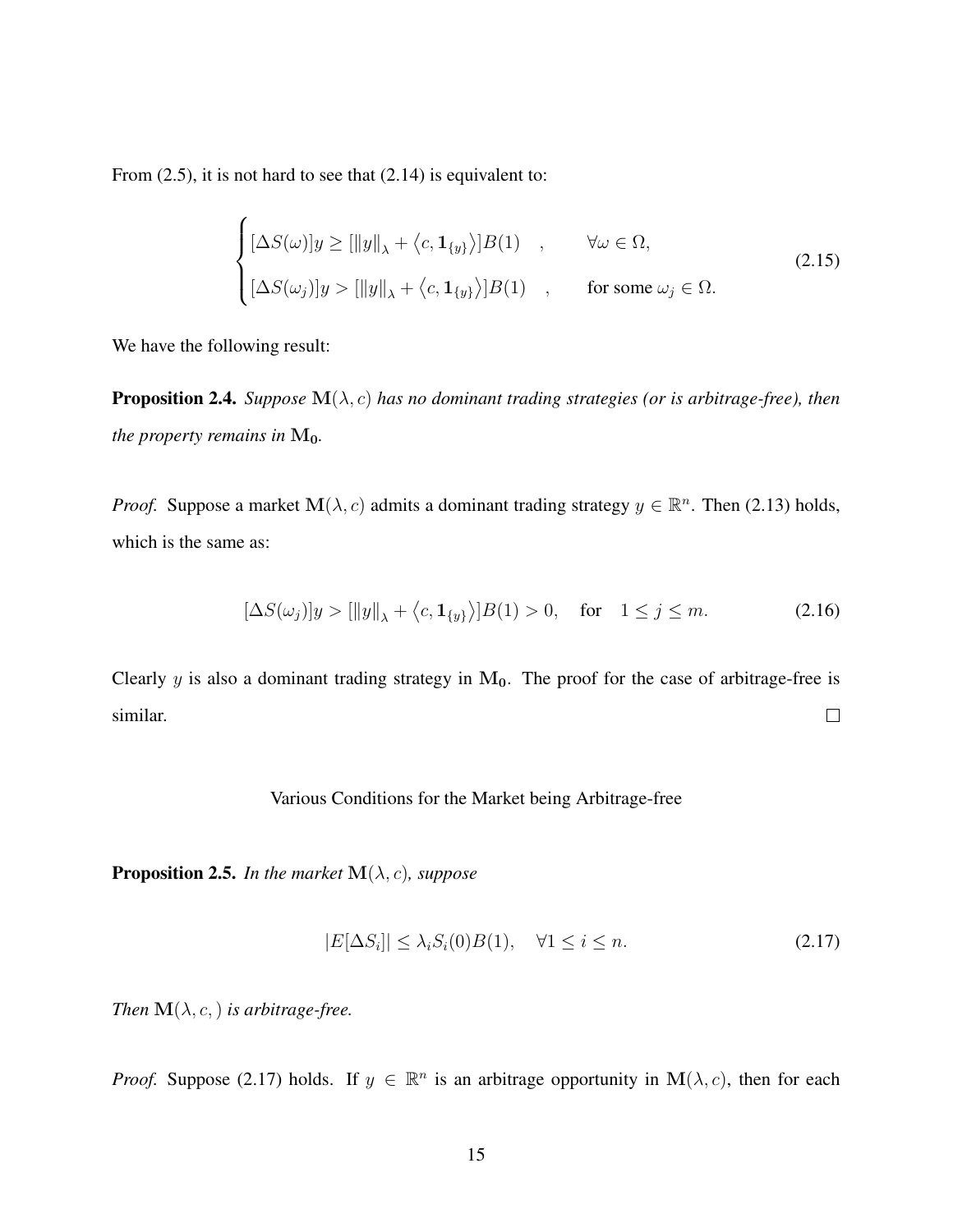From (2.5), it is not hard to see that (2.14) is equivalent to:

$$
\begin{cases}
[\Delta S(\omega)]y \geq [\|y\|_\lambda + \langle c, \mathbf{1}_{\{y\}}\rangle]B(1) \quad , \qquad \forall \omega \in \Omega, \\
[\Delta S(\omega_j)]y > [\|y\|_\lambda + \langle c, \mathbf{1}_{\{y\}}\rangle]B(1) \quad , \qquad \text{for some } \omega_j \in \Omega.
\end{cases}
\tag{2.15}
$$

We have the following result:

**Proposition 2.4.** *Suppose* $\mathbf{M}(\lambda, c)$ *has no dominant trading strategies (or is arbitrage-free), then the property remains in* $\mathbf{M_0}$*.*

*Proof.* Suppose a market $\mathbf{M}(\lambda, c)$ admits a dominant trading strategy $y \in \mathbb{R}^n$. Then (2.13) holds, which is the same as:

$$
[\Delta S(\omega_j)]y > [\|y\|_\lambda + \langle c, \mathbf{1}_{\{y\}}\rangle]B(1) > 0, \quad \text{for} \quad 1 \leq j \leq m. \tag{2.16}
$$

Clearly $y$ is also a dominant trading strategy in $\mathbf{M_0}$. The proof for the case of arbitrage-free is similar. $\square$

Various Conditions for the Market being Arbitrage-free

**Proposition 2.5.** *In the market* $\mathbf{M}(\lambda, c)$*, suppose*

$$
|E[\Delta S_i]| \leq \lambda_i S_i(0)B(1), \quad \forall 1 \leq i \leq n. \tag{2.17}
$$

*Then* $\mathbf{M}(\lambda, c, )$ *is arbitrage-free.*

*Proof.* Suppose (2.17) holds. If $y \in \mathbb{R}^n$ is an arbitrage opportunity in $\mathbf{M}(\lambda, c)$, then for each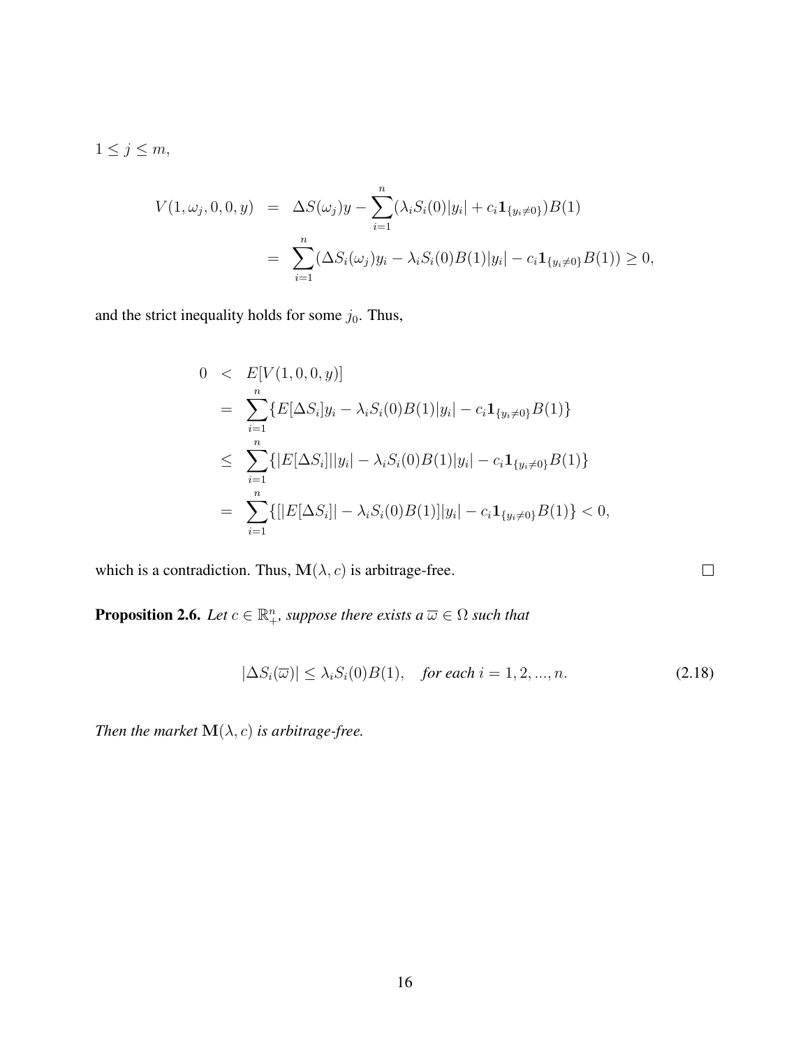$1 \leq j \leq m$,

$$
\begin{aligned}
V(1, \omega_j, 0, 0, y) &= \Delta S(\omega_j) y - \sum_{i=1}^{n} (\lambda_i S_i(0)|y_i| + c_i \mathbf{1}_{\{y_i \neq 0\}}) B(1) \\
&= \sum_{i=1}^{n} (\Delta S_i(\omega_j) y_i - \lambda_i S_i(0) B(1) |y_i| - c_i \mathbf{1}_{\{y_i \neq 0\}} B(1)) \geq 0,
\end{aligned}
$$

and the strict inequality holds for some $j_0$. Thus,

$$
\begin{aligned}
0 &< E[V(1, 0, 0, y)] \\
&= \sum_{i=1}^{n} \{ E[\Delta S_i] y_i - \lambda_i S_i(0) B(1) |y_i| - c_i \mathbf{1}_{\{y_i \neq 0\}} B(1) \} \\
&\leq \sum_{i=1}^{n} \{ |E[\Delta S_i]| |y_i| - \lambda_i S_i(0) B(1) |y_i| - c_i \mathbf{1}_{\{y_i \neq 0\}} B(1) \} \\
&= \sum_{i=1}^{n} \{ [|E[\Delta S_i]| - \lambda_i S_i(0) B(1)] |y_i| - c_i \mathbf{1}_{\{y_i \neq 0\}} B(1) \} < 0,
\end{aligned}
$$

which is a contradiction. Thus, $\mathbf{M}(\lambda, c)$ is arbitrage-free. $\square$

**Proposition 2.6.** *Let $c \in \mathbb{R}^n_+$, suppose there exists a $\overline{\omega} \in \Omega$ such that*

$$
|\Delta S_i(\overline{\omega})| \leq \lambda_i S_i(0) B(1), \quad \textit{for each } i = 1, 2, ..., n. \tag{2.18}
$$

*Then the market $\mathbf{M}(\lambda, c)$ is arbitrage-free.*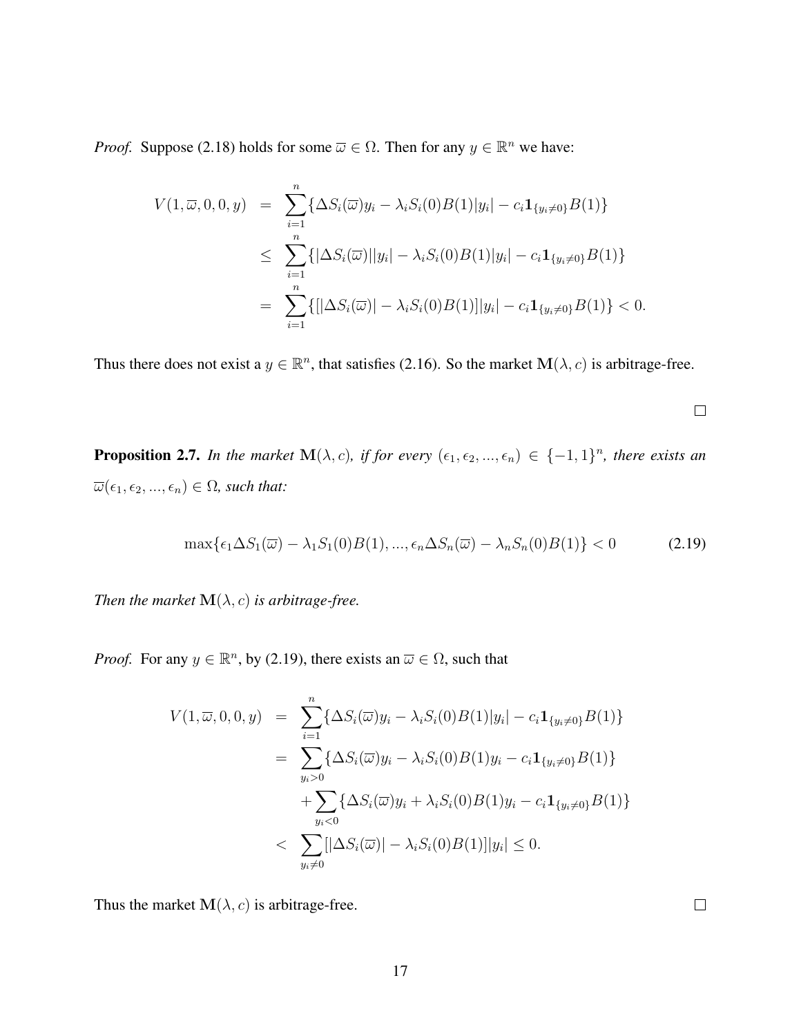*Proof.* Suppose (2.18) holds for some $\overline{\omega} \in \Omega$. Then for any $y \in \mathbb{R}^n$ we have:

$$
\begin{aligned}
V(1, \overline{\omega}, 0, 0, y) &= \sum_{i=1}^{n} \{\Delta S_i(\overline{\omega}) y_i - \lambda_i S_i(0) B(1) |y_i| - c_i \mathbf{1}_{\{y_i \neq 0\}} B(1)\} \\
&\leq \sum_{i=1}^{n} \{|\Delta S_i(\overline{\omega})| |y_i| - \lambda_i S_i(0) B(1) |y_i| - c_i \mathbf{1}_{\{y_i \neq 0\}} B(1)\} \\
&= \sum_{i=1}^{n} \{[|\Delta S_i(\overline{\omega})| - \lambda_i S_i(0) B(1)] |y_i| - c_i \mathbf{1}_{\{y_i \neq 0\}} B(1)\} < 0.
\end{aligned}
$$

Thus there does not exist a $y \in \mathbb{R}^n$, that satisfies (2.16). So the market $\mathbf{M}(\lambda, c)$ is arbitrage-free.

$\square$

**Proposition 2.7.** *In the market $\mathbf{M}(\lambda, c)$, if for every $(\epsilon_1, \epsilon_2, ..., \epsilon_n) \in \{-1, 1\}^n$, there exists an $\overline{\omega}(\epsilon_1, \epsilon_2, ..., \epsilon_n) \in \Omega$, such that:*

$$
\max\{\epsilon_1 \Delta S_1(\overline{\omega}) - \lambda_1 S_1(0) B(1), ..., \epsilon_n \Delta S_n(\overline{\omega}) - \lambda_n S_n(0) B(1)\} < 0 \tag{2.19}
$$

*Then the market $\mathbf{M}(\lambda, c)$ is arbitrage-free.*

*Proof.* For any $y \in \mathbb{R}^n$, by (2.19), there exists an $\overline{\omega} \in \Omega$, such that

$$
\begin{aligned}
V(1, \overline{\omega}, 0, 0, y) &= \sum_{i=1}^{n} \{\Delta S_i(\overline{\omega}) y_i - \lambda_i S_i(0) B(1) |y_i| - c_i \mathbf{1}_{\{y_i \neq 0\}} B(1)\} \\
&= \sum_{y_i > 0} \{\Delta S_i(\overline{\omega}) y_i - \lambda_i S_i(0) B(1) y_i - c_i \mathbf{1}_{\{y_i \neq 0\}} B(1)\} \\
&\quad + \sum_{y_i < 0} \{\Delta S_i(\overline{\omega}) y_i + \lambda_i S_i(0) B(1) y_i - c_i \mathbf{1}_{\{y_i \neq 0\}} B(1)\} \\
&< \sum_{y_i \neq 0} [|\Delta S_i(\overline{\omega})| - \lambda_i S_i(0) B(1)] |y_i| \leq 0.
\end{aligned}
$$

Thus the market $\mathbf{M}(\lambda, c)$ is arbitrage-free. $\square$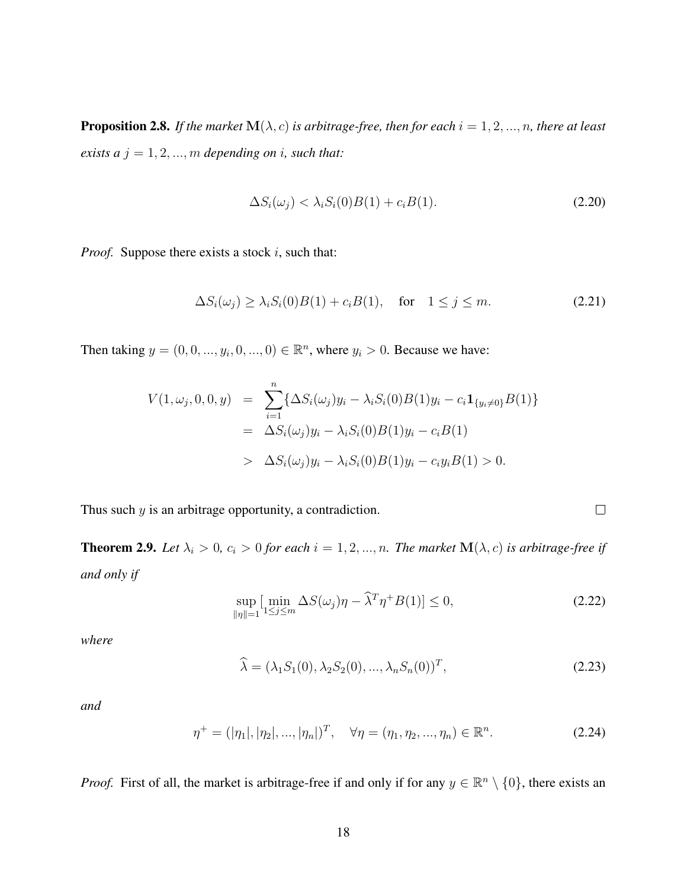**Proposition 2.8.** *If the market $\mathbf{M}(\lambda, c)$ is arbitrage-free, then for each $i = 1, 2, ..., n$, there at least exists a $j = 1, 2, ..., m$ depending on $i$, such that:*

$$\Delta S_i(\omega_j) < \lambda_i S_i(0)B(1) + c_i B(1). \tag{2.20}$$

*Proof.* Suppose there exists a stock $i$, such that:

$$\Delta S_i(\omega_j) \geq \lambda_i S_i(0)B(1) + c_i B(1), \quad \text{for} \quad 1 \leq j \leq m. \tag{2.21}$$

Then taking $y = (0, 0, ..., y_i, 0, ..., 0) \in \mathbb{R}^n$, where $y_i > 0$. Because we have:

$$\begin{aligned}
V(1, \omega_j, 0, 0, y) &= \sum_{i=1}^{n} \{\Delta S_i(\omega_j) y_i - \lambda_i S_i(0)B(1) y_i - c_i \mathbf{1}_{\{y_i \neq 0\}} B(1)\} \\
&= \Delta S_i(\omega_j) y_i - \lambda_i S_i(0)B(1) y_i - c_i B(1) \\
&> \Delta S_i(\omega_j) y_i - \lambda_i S_i(0)B(1) y_i - c_i y_i B(1) > 0.
\end{aligned}$$

Thus such $y$ is an arbitrage opportunity, a contradiction. $\square$

**Theorem 2.9.** *Let $\lambda_i > 0$, $c_i > 0$ for each $i = 1, 2, ..., n$. The market $\mathbf{M}(\lambda, c)$ is arbitrage-free if and only if*

$$\sup_{\|\eta\|=1} [\min_{1 \leq j \leq m} \Delta S(\omega_j)\eta - \widehat{\lambda}^T \eta^+ B(1)] \leq 0, \tag{2.22}$$

*where*

$$\widehat{\lambda} = (\lambda_1 S_1(0), \lambda_2 S_2(0), ..., \lambda_n S_n(0))^T, \tag{2.23}$$

*and*

$$\eta^+ = (|\eta_1|, |\eta_2|, ..., |\eta_n|)^T, \quad \forall \eta = (\eta_1, \eta_2, ..., \eta_n) \in \mathbb{R}^n. \tag{2.24}$$

*Proof.* First of all, the market is arbitrage-free if and only if for any $y \in \mathbb{R}^n \setminus \{0\}$, there exists an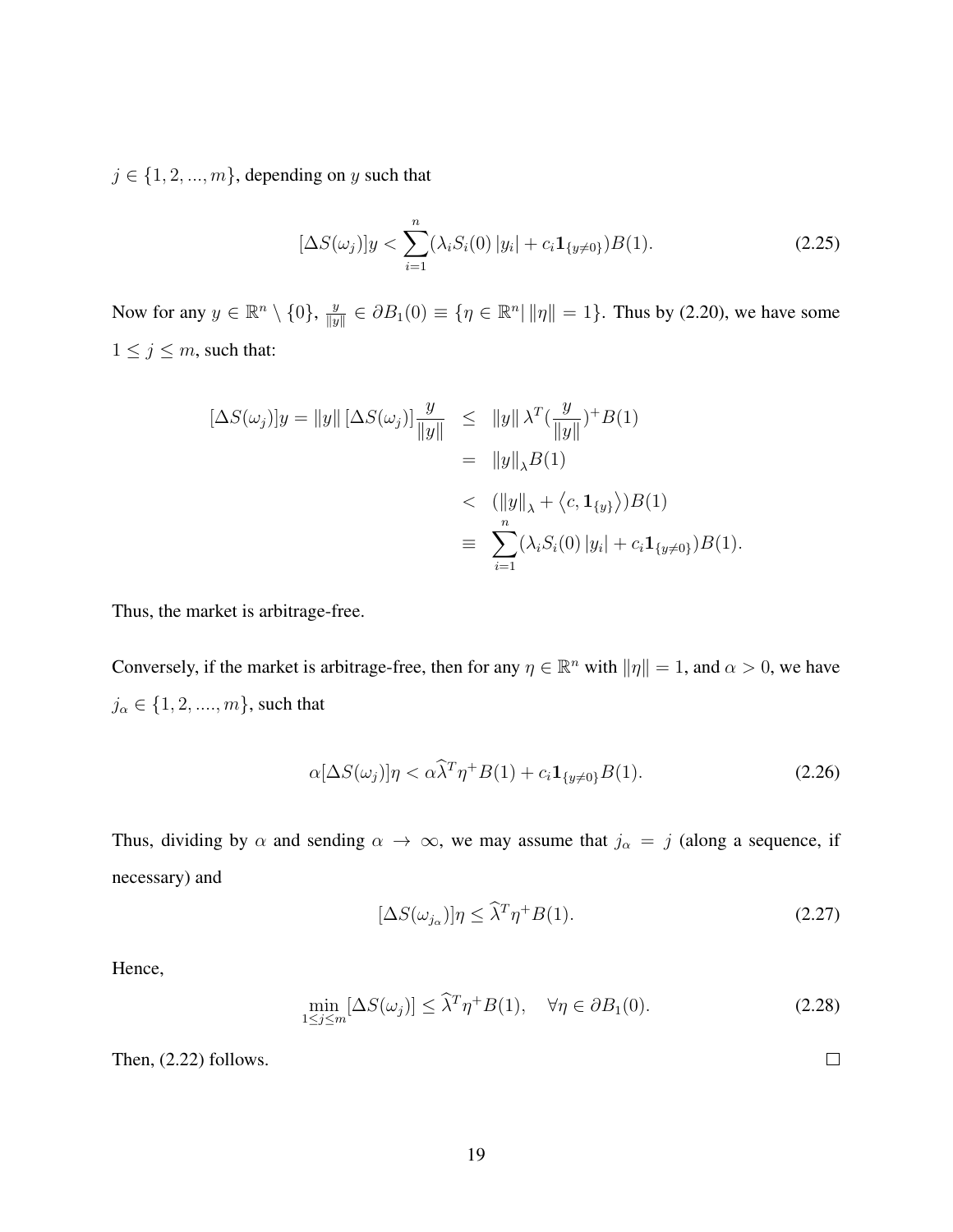$j \in \{1, 2, ..., m\}$, depending on $y$ such that

$$
[\Delta S(\omega_j)]y < \sum_{i=1}^{n} (\lambda_i S_i(0)\, |y_i| + c_i \mathbf{1}_{\{y \neq 0\}}) B(1). \tag{2.25}
$$

Now for any $y \in \mathbb{R}^n \setminus \{0\}$, $\frac{y}{\|y\|} \in \partial B_1(0) \equiv \{\eta \in \mathbb{R}^n | \, \|\eta\| = 1\}$. Thus by (2.20), we have some $1 \leq j \leq m$, such that:

$$
\begin{aligned}
[\Delta S(\omega_j)]y = \|y\| \, [\Delta S(\omega_j)] \frac{y}{\|y\|} &\leq \|y\| \, \lambda^T (\frac{y}{\|y\|})^+ B(1) \\
&= \|y\|_\lambda B(1) \\
&< (\|y\|_\lambda + \langle c, \mathbf{1}_{\{y\}} \rangle) B(1) \\
&\equiv \sum_{i=1}^{n} (\lambda_i S_i(0)\, |y_i| + c_i \mathbf{1}_{\{y \neq 0\}}) B(1).
\end{aligned}
$$

Thus, the market is arbitrage-free.

Conversely, if the market is arbitrage-free, then for any $\eta \in \mathbb{R}^n$ with $\|\eta\| = 1$, and $\alpha > 0$, we have $j_\alpha \in \{1, 2, ...., m\}$, such that

$$
\alpha [\Delta S(\omega_j)] \eta < \alpha \widehat{\lambda}^T \eta^+ B(1) + c_i \mathbf{1}_{\{y \neq 0\}} B(1). \tag{2.26}
$$

Thus, dividing by $\alpha$ and sending $\alpha \to \infty$, we may assume that $j_\alpha = j$ (along a sequence, if necessary) and

$$
[\Delta S(\omega_{j_\alpha})] \eta \leq \widehat{\lambda}^T \eta^+ B(1). \tag{2.27}
$$

Hence,

$$
\min_{1 \leq j \leq m} [\Delta S(\omega_j)] \leq \widehat{\lambda}^T \eta^+ B(1), \quad \forall \eta \in \partial B_1(0). \tag{2.28}
$$

Then, (2.22) follows. $\square$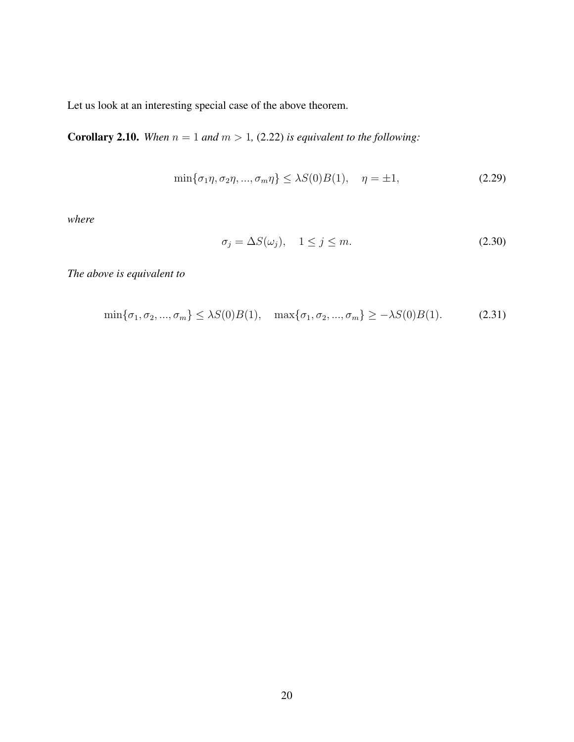Let us look at an interesting special case of the above theorem.

**Corollary 2.10.** *When $n = 1$ and $m > 1$,* (2.22) *is equivalent to the following:*

$$\min\{\sigma_1\eta, \sigma_2\eta, ..., \sigma_m\eta\} \leq \lambda S(0)B(1), \quad \eta = \pm 1, \tag{2.29}$$

*where*

$$\sigma_j = \Delta S(\omega_j), \quad 1 \leq j \leq m. \tag{2.30}$$

*The above is equivalent to*

$$\min\{\sigma_1, \sigma_2, ..., \sigma_m\} \leq \lambda S(0)B(1), \quad \max\{\sigma_1, \sigma_2, ..., \sigma_m\} \geq -\lambda S(0)B(1). \tag{2.31}$$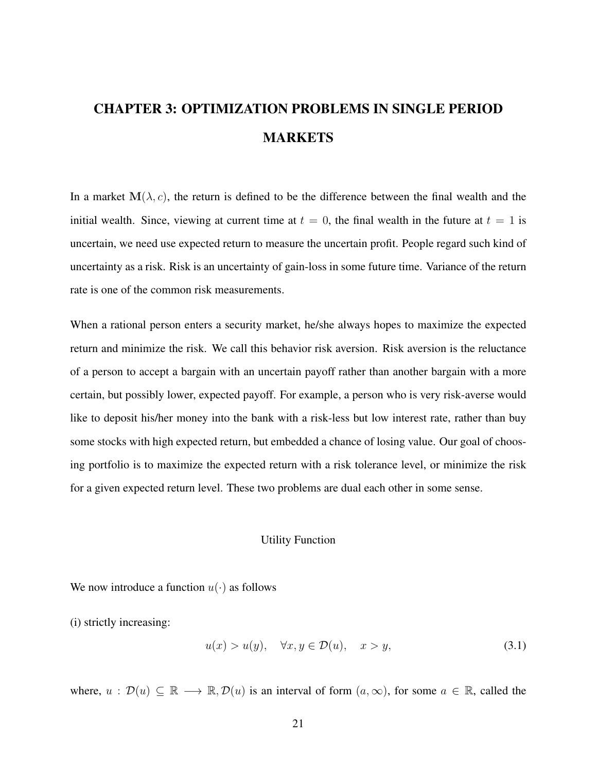# CHAPTER 3: OPTIMIZATION PROBLEMS IN SINGLE PERIOD MARKETS

In a market $\mathbf{M}(\lambda, c)$, the return is defined to be the difference between the final wealth and the initial wealth. Since, viewing at current time at $t = 0$, the final wealth in the future at $t = 1$ is uncertain, we need use expected return to measure the uncertain profit. People regard such kind of uncertainty as a risk. Risk is an uncertainty of gain-loss in some future time. Variance of the return rate is one of the common risk measurements.

When a rational person enters a security market, he/she always hopes to maximize the expected return and minimize the risk. We call this behavior risk aversion. Risk aversion is the reluctance of a person to accept a bargain with an uncertain payoff rather than another bargain with a more certain, but possibly lower, expected payoff. For example, a person who is very risk-averse would like to deposit his/her money into the bank with a risk-less but low interest rate, rather than buy some stocks with high expected return, but embedded a chance of losing value. Our goal of choosing portfolio is to maximize the expected return with a risk tolerance level, or minimize the risk for a given expected return level. These two problems are dual each other in some sense.

## Utility Function

We now introduce a function $u(\cdot)$ as follows

(i) strictly increasing:

$$u(x) > u(y), \quad \forall x, y \in \mathcal{D}(u), \quad x > y, \tag{3.1}$$

where, $u : \mathcal{D}(u) \subseteq \mathbb{R} \longrightarrow \mathbb{R}, \mathcal{D}(u)$ is an interval of form $(a, \infty)$, for some $a \in \mathbb{R}$, called the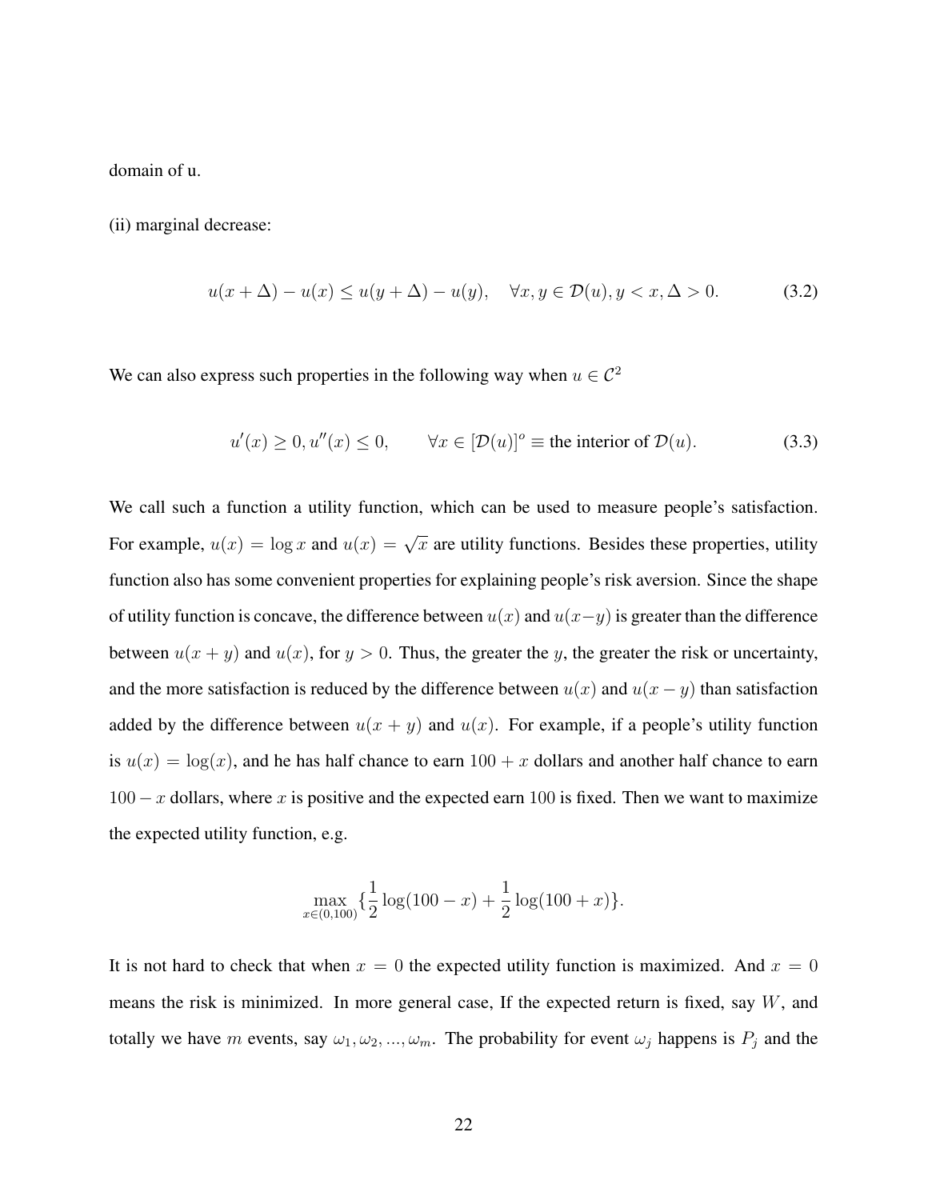domain of u.

(ii) marginal decrease:

$$u(x+\Delta) - u(x) \leq u(y+\Delta) - u(y), \quad \forall x, y \in \mathcal{D}(u), y < x, \Delta > 0. \tag{3.2}$$

We can also express such properties in the following way when $u \in \mathcal{C}^2$

$$u'(x) \geq 0, u''(x) \leq 0, \qquad \forall x \in [\mathcal{D}(u)]^o \equiv \text{the interior of } \mathcal{D}(u). \tag{3.3}$$

We call such a function a utility function, which can be used to measure people's satisfaction. For example, $u(x) = \log x$ and $u(x) = \sqrt{x}$ are utility functions. Besides these properties, utility function also has some convenient properties for explaining people's risk aversion. Since the shape of utility function is concave, the difference between $u(x)$ and $u(x-y)$ is greater than the difference between $u(x+y)$ and $u(x)$, for $y > 0$. Thus, the greater the $y$, the greater the risk or uncertainty, and the more satisfaction is reduced by the difference between $u(x)$ and $u(x-y)$ than satisfaction added by the difference between $u(x+y)$ and $u(x)$. For example, if a people's utility function is $u(x) = \log(x)$, and he has half chance to earn $100 + x$ dollars and another half chance to earn $100 - x$ dollars, where $x$ is positive and the expected earn $100$ is fixed. Then we want to maximize the expected utility function, e.g.

$$\max_{x \in (0,100)} \{\frac{1}{2}\log(100-x) + \frac{1}{2}\log(100+x)\}.$$

It is not hard to check that when $x = 0$ the expected utility function is maximized. And $x = 0$ means the risk is minimized. In more general case, If the expected return is fixed, say $W$, and totally we have $m$ events, say $\omega_1, \omega_2, ..., \omega_m$. The probability for event $\omega_j$ happens is $P_j$ and the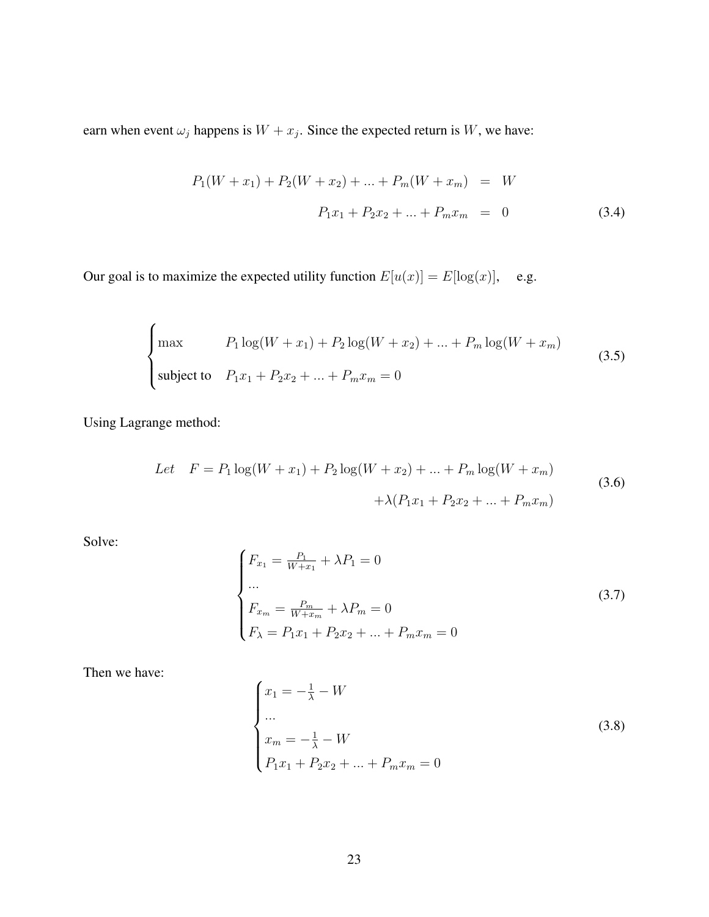earn when event $\omega_j$ happens is $W + x_j$. Since the expected return is $W$, we have:

$$
\begin{aligned}
P_1(W + x_1) + P_2(W + x_2) + ... + P_m(W + x_m) &= W \\
P_1 x_1 + P_2 x_2 + ... + P_m x_m &= 0
\end{aligned}
\tag{3.4}
$$

Our goal is to maximize the expected utility function $E[u(x)] = E[\log(x)]$, e.g.

$$
\begin{cases}
\max & P_1 \log(W + x_1) + P_2 \log(W + x_2) + ... + P_m \log(W + x_m) \\
\text{subject to} & P_1 x_1 + P_2 x_2 + ... + P_m x_m = 0
\end{cases}
\tag{3.5}
$$

Using Lagrange method:

$$
\begin{aligned}
Let \quad F = P_1 \log(W + x_1) + P_2 \log(W + x_2) + ... + P_m \log(W + x_m) \\
+ \lambda(P_1 x_1 + P_2 x_2 + ... + P_m x_m)
\end{aligned}
\tag{3.6}
$$

Solve:

$$
\begin{cases}
F_{x_1} = \frac{P_1}{W + x_1} + \lambda P_1 = 0 \\
... \\
F_{x_m} = \frac{P_m}{W + x_m} + \lambda P_m = 0 \\
F_\lambda = P_1 x_1 + P_2 x_2 + ... + P_m x_m = 0
\end{cases}
\tag{3.7}
$$

Then we have:

$$
\begin{cases}
x_1 = -\frac{1}{\lambda} - W \\
... \\
x_m = -\frac{1}{\lambda} - W \\
P_1 x_1 + P_2 x_2 + ... + P_m x_m = 0
\end{cases}
\tag{3.8}
$$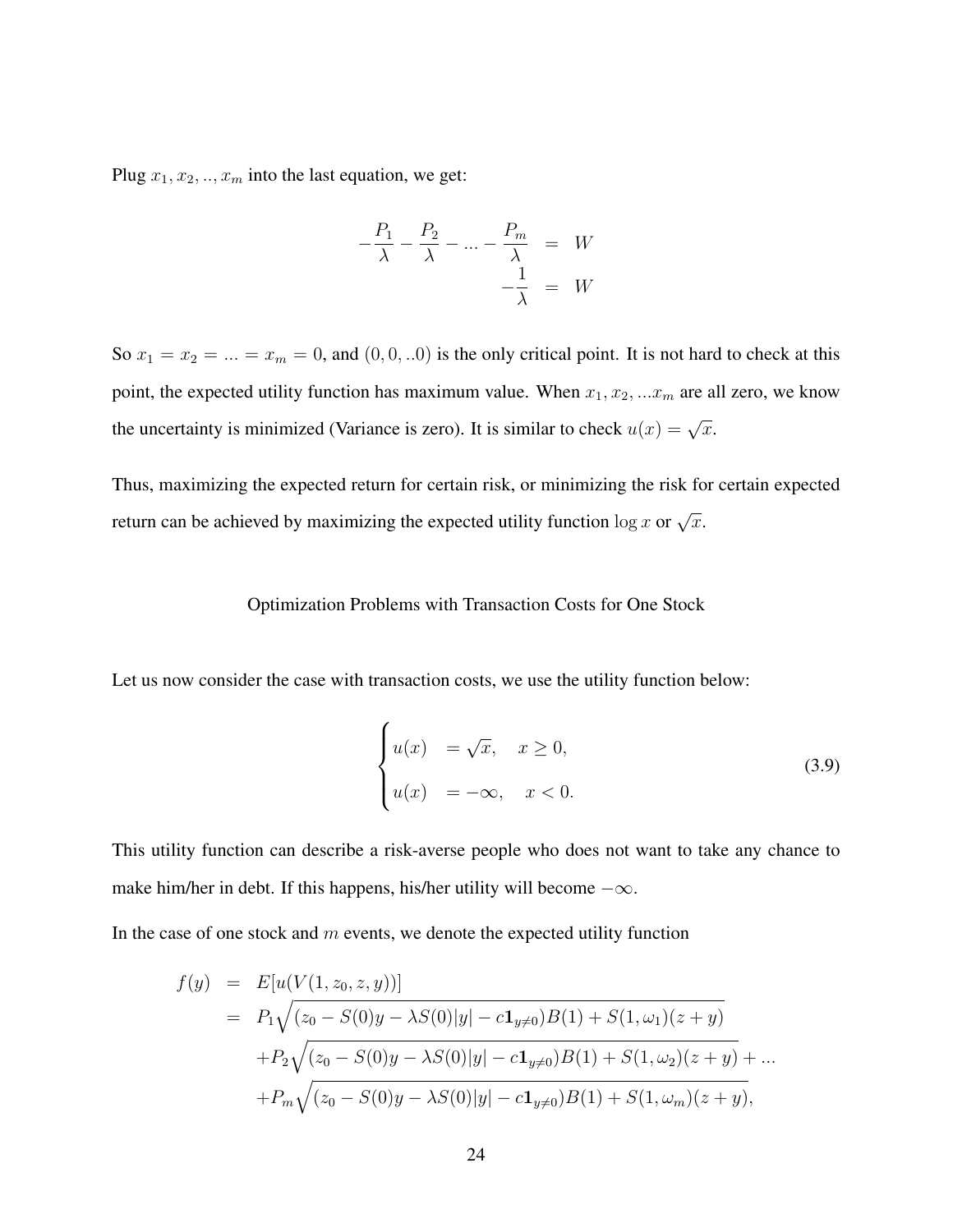Plug $x_1, x_2, .., x_m$ into the last equation, we get:

$$
\begin{aligned}
-\frac{P_1}{\lambda} - \frac{P_2}{\lambda} - ... - \frac{P_m}{\lambda} &= W \\
-\frac{1}{\lambda} &= W
\end{aligned}
$$

So $x_1 = x_2 = ... = x_m = 0$, and $(0, 0, ..0)$ is the only critical point. It is not hard to check at this point, the expected utility function has maximum value. When $x_1, x_2, ...x_m$ are all zero, we know the uncertainty is minimized (Variance is zero). It is similar to check $u(x) = \sqrt{x}$.

Thus, maximizing the expected return for certain risk, or minimizing the risk for certain expected return can be achieved by maximizing the expected utility function $\log x$ or $\sqrt{x}$.

## Optimization Problems with Transaction Costs for One Stock

Let us now consider the case with transaction costs, we use the utility function below:

$$
\begin{cases}
u(x) &= \sqrt{x}, \quad x \geq 0, \\
u(x) &= -\infty, \quad x < 0.
\end{cases}
\tag{3.9}
$$

This utility function can describe a risk-averse people who does not want to take any chance to make him/her in debt. If this happens, his/her utility will become $-\infty$.

In the case of one stock and $m$ events, we denote the expected utility function

$$
\begin{aligned}
f(y) &= E[u(V(1, z_0, z, y))] \\
&= P_1\sqrt{(z_0 - S(0)y - \lambda S(0)|y| - c\mathbf{1}_{y \neq 0})B(1) + S(1, \omega_1)(z + y)} \\
&\quad + P_2\sqrt{(z_0 - S(0)y - \lambda S(0)|y| - c\mathbf{1}_{y \neq 0})B(1) + S(1, \omega_2)(z + y)} + ... \\
&\quad + P_m\sqrt{(z_0 - S(0)y - \lambda S(0)|y| - c\mathbf{1}_{y \neq 0})B(1) + S(1, \omega_m)(z + y)},
\end{aligned}
$$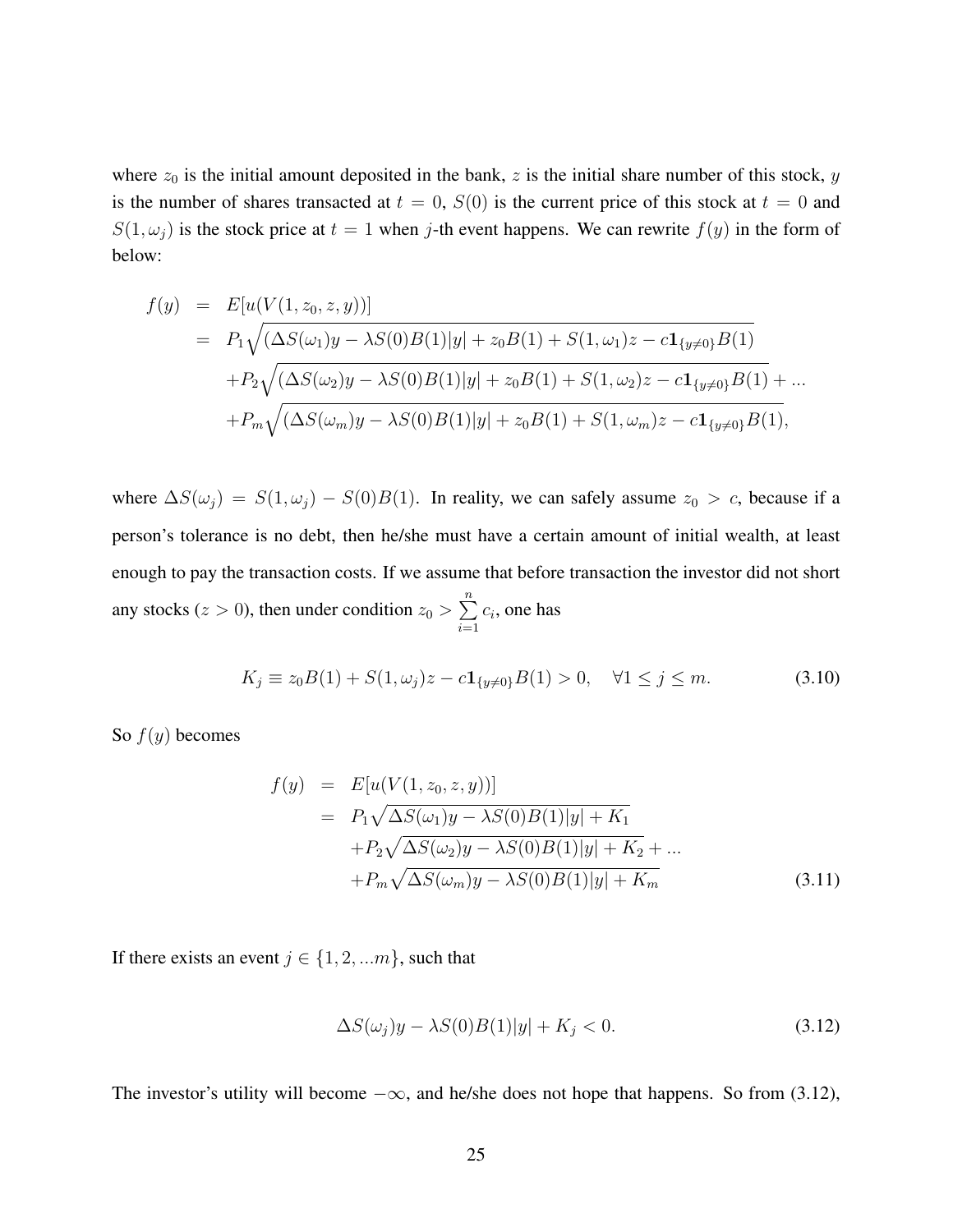where $z_0$ is the initial amount deposited in the bank, $z$ is the initial share number of this stock, $y$ is the number of shares transacted at $t = 0$, $S(0)$ is the current price of this stock at $t = 0$ and $S(1, \omega_j)$ is the stock price at $t = 1$ when $j$-th event happens. We can rewrite $f(y)$ in the form of below:

$$
\begin{aligned}
f(y) &= E[u(V(1, z_0, z, y))] \\
&= P_1\sqrt{(\Delta S(\omega_1)y - \lambda S(0)B(1)|y| + z_0B(1) + S(1, \omega_1)z - c\mathbf{1}_{\{y\neq 0\}}B(1)} \\
&\quad + P_2\sqrt{(\Delta S(\omega_2)y - \lambda S(0)B(1)|y| + z_0B(1) + S(1, \omega_2)z - c\mathbf{1}_{\{y\neq 0\}}B(1)} + ... \\
&\quad + P_m\sqrt{(\Delta S(\omega_m)y - \lambda S(0)B(1)|y| + z_0B(1) + S(1, \omega_m)z - c\mathbf{1}_{\{y\neq 0\}}B(1)},
\end{aligned}
$$

where $\Delta S(\omega_j) = S(1, \omega_j) - S(0)B(1)$. In reality, we can safely assume $z_0 > c$, because if a person's tolerance is no debt, then he/she must have a certain amount of initial wealth, at least enough to pay the transaction costs. If we assume that before transaction the investor did not short any stocks ($z > 0$), then under condition $z_0 > \sum_{i=1}^{n} c_i$, one has

$$
K_j \equiv z_0B(1) + S(1, \omega_j)z - c\mathbf{1}_{\{y\neq 0\}}B(1) > 0, \quad \forall 1 \leq j \leq m. \tag{3.10}
$$

So $f(y)$ becomes

$$
\begin{aligned}
f(y) &= E[u(V(1, z_0, z, y))] \\
&= P_1\sqrt{\Delta S(\omega_1)y - \lambda S(0)B(1)|y| + K_1} \\
&\quad + P_2\sqrt{\Delta S(\omega_2)y - \lambda S(0)B(1)|y| + K_2} + ... \\
&\quad + P_m\sqrt{\Delta S(\omega_m)y - \lambda S(0)B(1)|y| + K_m}
\end{aligned} \tag{3.11}
$$

If there exists an event $j \in \{1, 2, ...m\}$, such that

$$
\Delta S(\omega_j)y - \lambda S(0)B(1)|y| + K_j < 0. \tag{3.12}
$$

The investor's utility will become $-\infty$, and he/she does not hope that happens. So from (3.12),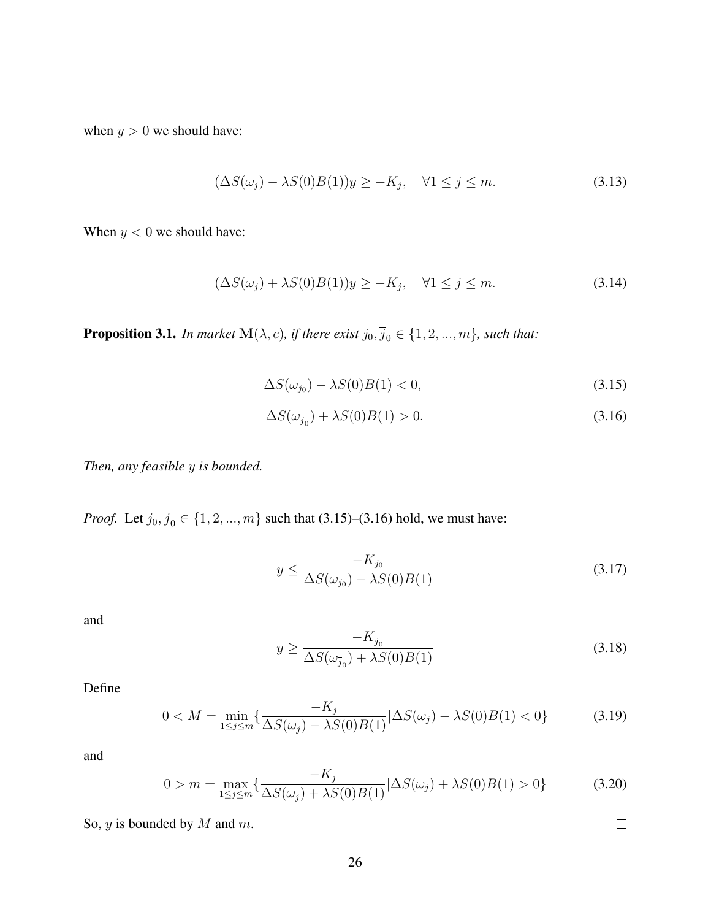when $y > 0$ we should have:

$$(\Delta S(\omega_j) - \lambda S(0)B(1))y \geq -K_j, \quad \forall 1 \leq j \leq m. \tag{3.13}$$

When $y < 0$ we should have:

$$(\Delta S(\omega_j) + \lambda S(0)B(1))y \geq -K_j, \quad \forall 1 \leq j \leq m. \tag{3.14}$$

**Proposition 3.1.** *In market* $\mathbf{M}(\lambda, c)$*, if there exist* $j_0, \overline{j}_0 \in \{1, 2, ..., m\}$*, such that:*

$$\Delta S(\omega_{j_0}) - \lambda S(0)B(1) < 0, \tag{3.15}$$

$$\Delta S(\omega_{\overline{j}_0}) + \lambda S(0)B(1) > 0. \tag{3.16}$$

*Then, any feasible* $y$ *is bounded.*

*Proof.* Let $j_0, \overline{j}_0 \in \{1, 2, ..., m\}$ such that (3.15)–(3.16) hold, we must have:

$$y \leq \frac{-K_{j_0}}{\Delta S(\omega_{j_0}) - \lambda S(0)B(1)} \tag{3.17}$$

and

$$y \geq \frac{-K_{\overline{j}_0}}{\Delta S(\omega_{\overline{j}_0}) + \lambda S(0)B(1)} \tag{3.18}$$

Define

$$0 < M = \min_{1 \leq j \leq m} \{\frac{-K_j}{\Delta S(\omega_j) - \lambda S(0)B(1)} | \Delta S(\omega_j) - \lambda S(0)B(1) < 0\} \tag{3.19}$$

and

$$0 > m = \max_{1 \leq j \leq m} \{\frac{-K_j}{\Delta S(\omega_j) + \lambda S(0)B(1)} | \Delta S(\omega_j) + \lambda S(0)B(1) > 0\} \tag{3.20}$$

So, $y$ is bounded by $M$ and $m$. $\square$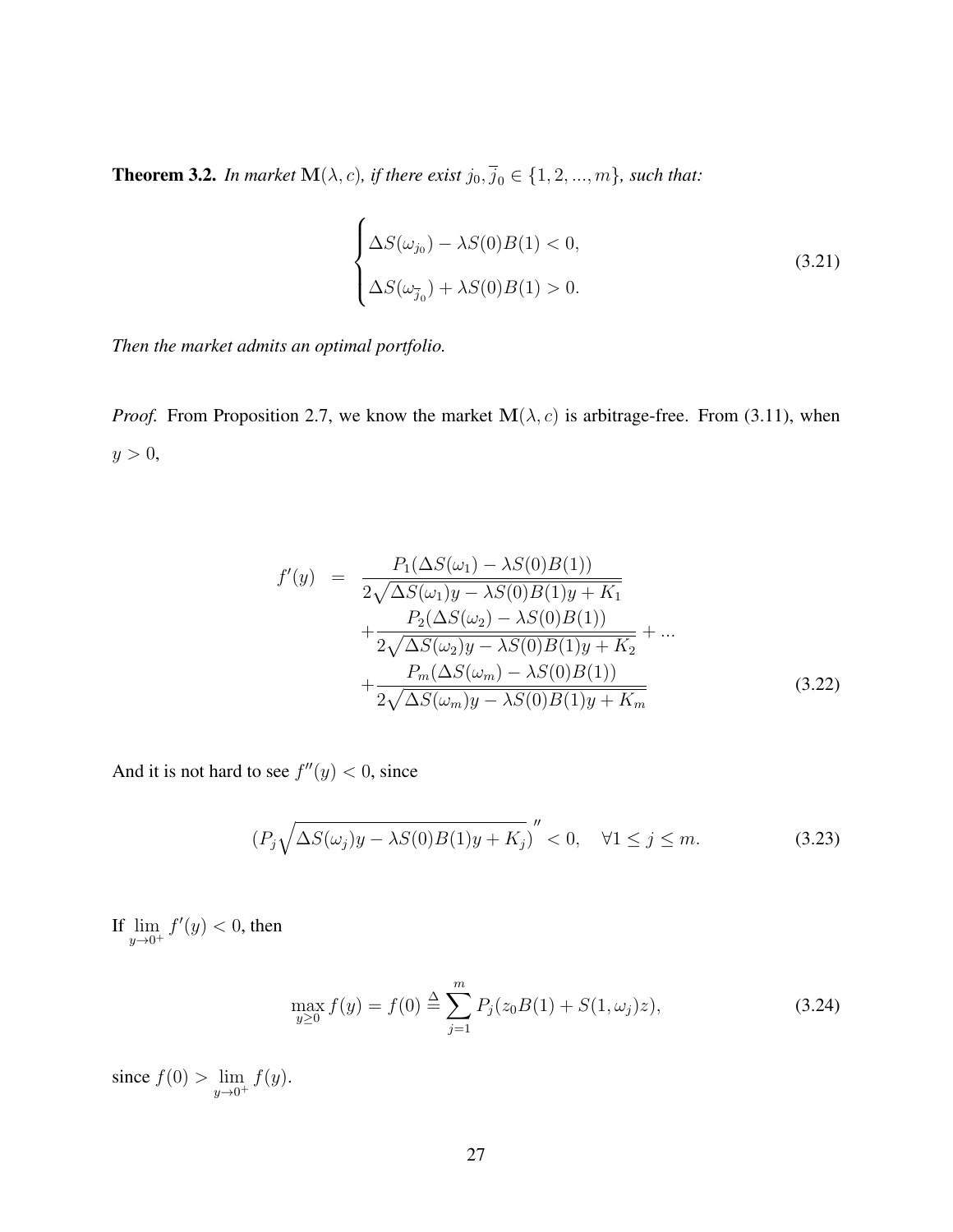**Theorem 3.2.** *In market $\mathbf{M}(\lambda, c)$, if there exist $j_0, \overline{j}_0 \in \{1, 2, ..., m\}$, such that:*

$$
\begin{cases}
\Delta S(\omega_{j_0}) - \lambda S(0)B(1) < 0, \\
\Delta S(\omega_{\overline{j}_0}) + \lambda S(0)B(1) > 0.
\end{cases}
\tag{3.21}
$$

*Then the market admits an optimal portfolio.*

*Proof.* From Proposition 2.7, we know the market $\mathbf{M}(\lambda, c)$ is arbitrage-free. From (3.11), when $y > 0$,

$$
\begin{aligned}
f'(y) \quad = \quad & \frac{P_1(\Delta S(\omega_1) - \lambda S(0)B(1))}{2\sqrt{\Delta S(\omega_1)y - \lambda S(0)B(1)y + K_1}} \\
& + \frac{P_2(\Delta S(\omega_2) - \lambda S(0)B(1))}{2\sqrt{\Delta S(\omega_2)y - \lambda S(0)B(1)y + K_2}} + ... \\
& + \frac{P_m(\Delta S(\omega_m) - \lambda S(0)B(1))}{2\sqrt{\Delta S(\omega_m)y - \lambda S(0)B(1)y + K_m}}
\end{aligned}
\tag{3.22}
$$

And it is not hard to see $f''(y) < 0$, since

$$
(P_j\sqrt{\Delta S(\omega_j)y - \lambda S(0)B(1)y + K_j})'' < 0, \quad \forall 1 \leq j \leq m. \tag{3.23}
$$

If $\lim_{y \to 0^+} f'(y) < 0$, then

$$
\max_{y \geq 0} f(y) = f(0) \stackrel{\Delta}{=} \sum_{j=1}^{m} P_j(z_0 B(1) + S(1, \omega_j)z), \tag{3.24}
$$

since $f(0) > \lim_{y \to 0^+} f(y)$.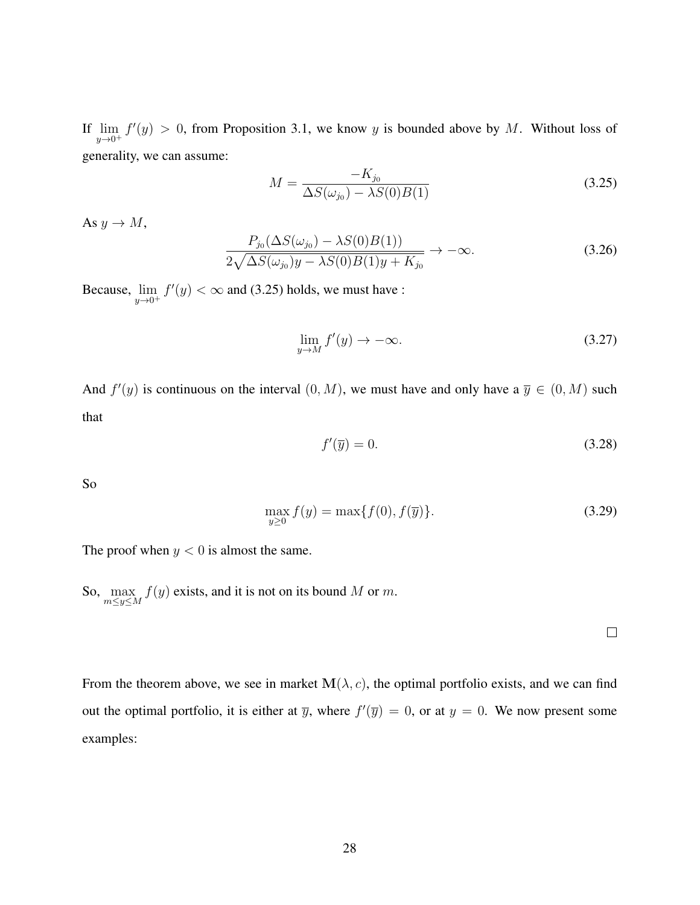If $\lim_{y \to 0^+} f'(y) > 0$, from Proposition 3.1, we know $y$ is bounded above by $M$. Without loss of generality, we can assume:

$$M = \frac{-K_{j_0}}{\Delta S(\omega_{j_0}) - \lambda S(0)B(1)} \tag{3.25}$$

As $y \to M$,

$$\frac{P_{j_0}(\Delta S(\omega_{j_0}) - \lambda S(0)B(1))}{2\sqrt{\Delta S(\omega_{j_0})y - \lambda S(0)B(1)y + K_{j_0}}} \to -\infty. \tag{3.26}$$

Because, $\lim_{y \to 0^+} f'(y) < \infty$ and (3.25) holds, we must have :

$$\lim_{y \to M} f'(y) \to -\infty. \tag{3.27}$$

And $f'(y)$ is continuous on the interval $(0, M)$, we must have and only have a $\overline{y} \in (0, M)$ such that

$$f'(\overline{y}) = 0. \tag{3.28}$$

So

$$\max_{y \geq 0} f(y) = \max\{f(0), f(\overline{y})\}. \tag{3.29}$$

The proof when $y < 0$ is almost the same.

So, $\max_{m \leq y \leq M} f(y)$ exists, and it is not on its bound $M$ or $m$.

□

From the theorem above, we see in market $\mathbf{M}(\lambda, c)$, the optimal portfolio exists, and we can find out the optimal portfolio, it is either at $\overline{y}$, where $f'(\overline{y}) = 0$, or at $y = 0$. We now present some examples: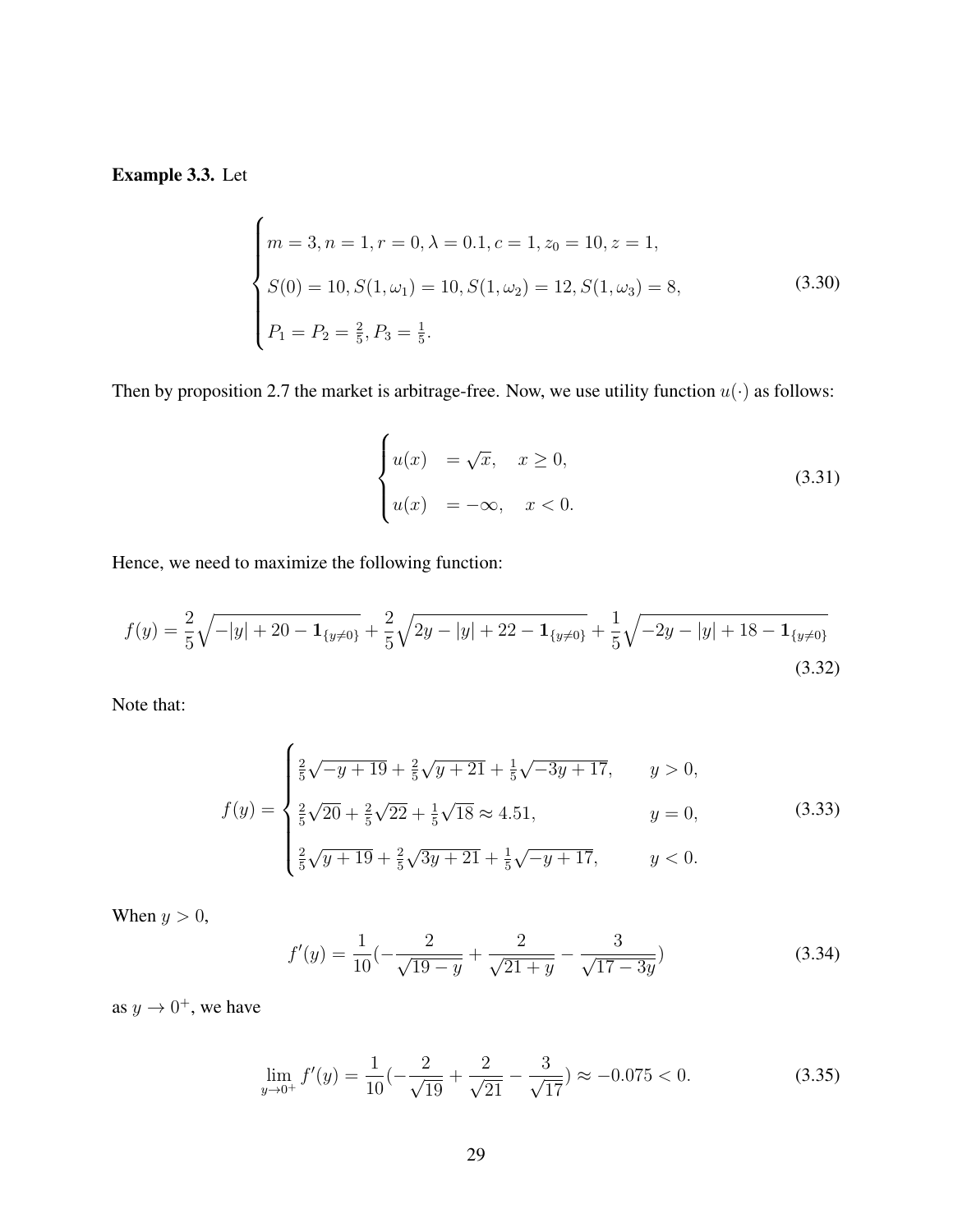**Example 3.3.** Let

$$
\begin{cases}
m = 3, n = 1, r = 0, \lambda = 0.1, c = 1, z_0 = 10, z = 1, \\
S(0) = 10, S(1,\omega_1) = 10, S(1,\omega_2) = 12, S(1,\omega_3) = 8, \\
P_1 = P_2 = \frac{2}{5}, P_3 = \frac{1}{5}.
\end{cases}
\tag{3.30}
$$

Then by proposition 2.7 the market is arbitrage-free. Now, we use utility function $u(\cdot)$ as follows:

$$
\begin{cases}
u(x) &= \sqrt{x}, \quad x \geq 0, \\
u(x) &= -\infty, \quad x < 0.
\end{cases}
\tag{3.31}
$$

Hence, we need to maximize the following function:

$$
f(y) = \frac{2}{5}\sqrt{-|y| + 20 - \mathbf{1}_{\{y\neq 0\}}} + \frac{2}{5}\sqrt{2y - |y| + 22 - \mathbf{1}_{\{y\neq 0\}}} + \frac{1}{5}\sqrt{-2y - |y| + 18 - \mathbf{1}_{\{y\neq 0\}}}
\tag{3.32}
$$

Note that:

$$
f(y) = \begin{cases}
\frac{2}{5}\sqrt{-y + 19} + \frac{2}{5}\sqrt{y + 21} + \frac{1}{5}\sqrt{-3y + 17}, & y > 0, \\
\frac{2}{5}\sqrt{20} + \frac{2}{5}\sqrt{22} + \frac{1}{5}\sqrt{18} \approx 4.51, & y = 0, \\
\frac{2}{5}\sqrt{y + 19} + \frac{2}{5}\sqrt{3y + 21} + \frac{1}{5}\sqrt{-y + 17}, & y < 0.
\end{cases}
\tag{3.33}
$$

When $y > 0$,

$$
f'(y) = \frac{1}{10}\left(-\frac{2}{\sqrt{19 - y}} + \frac{2}{\sqrt{21 + y}} - \frac{3}{\sqrt{17 - 3y}}\right)
\tag{3.34}
$$

as $y \to 0^+$, we have

$$
\lim_{y \to 0^+} f'(y) = \frac{1}{10}\left(-\frac{2}{\sqrt{19}} + \frac{2}{\sqrt{21}} - \frac{3}{\sqrt{17}}\right) \approx -0.075 < 0.
\tag{3.35}
$$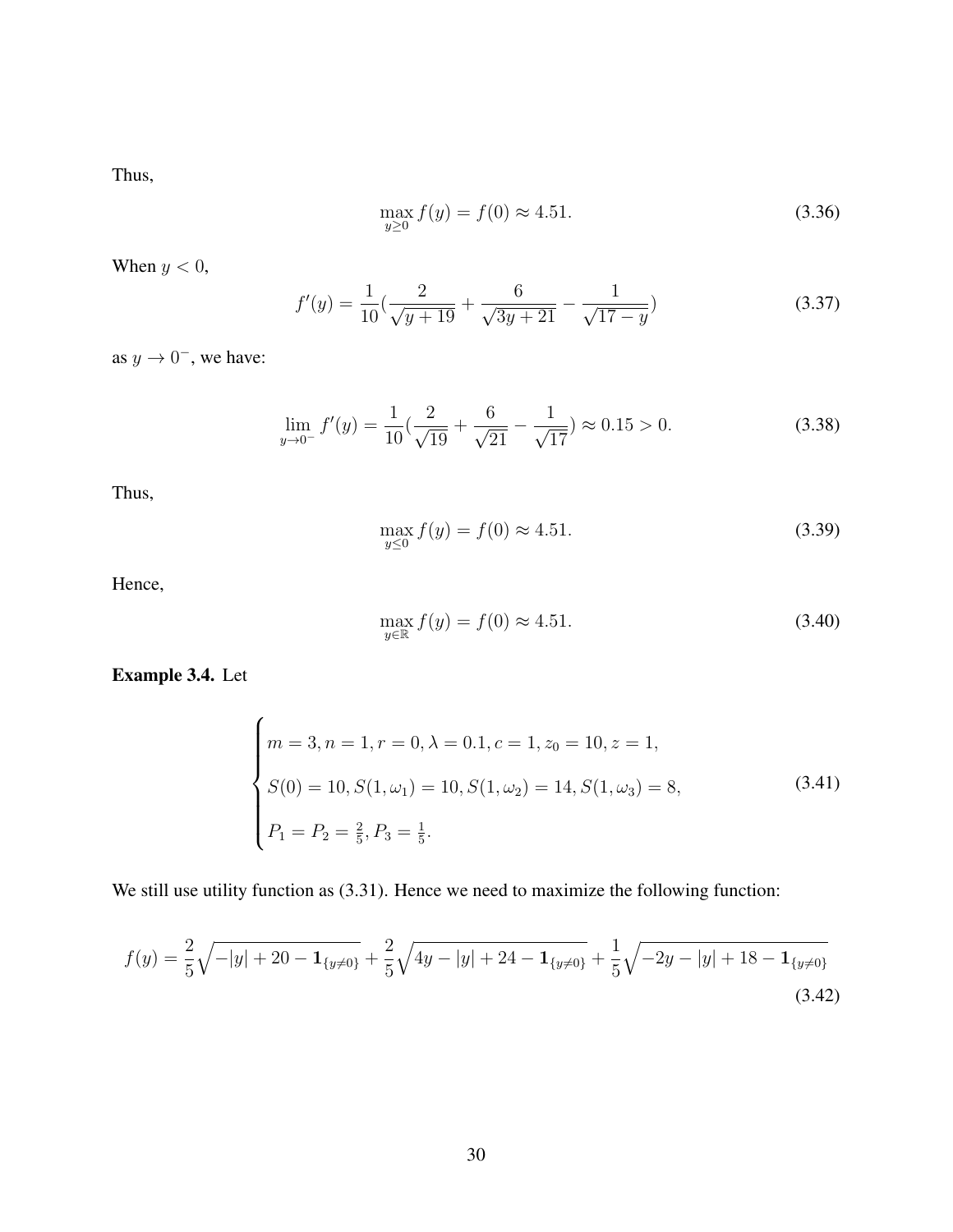Thus,

$$\max_{y \geq 0} f(y) = f(0) \approx 4.51. \tag{3.36}$$

When $y < 0$,

$$f'(y) = \frac{1}{10}\left(\frac{2}{\sqrt{y+19}} + \frac{6}{\sqrt{3y+21}} - \frac{1}{\sqrt{17-y}}\right) \tag{3.37}$$

as $y \to 0^-$, we have:

$$\lim_{y \to 0^-} f'(y) = \frac{1}{10}\left(\frac{2}{\sqrt{19}} + \frac{6}{\sqrt{21}} - \frac{1}{\sqrt{17}}\right) \approx 0.15 > 0. \tag{3.38}$$

Thus,

$$\max_{y \leq 0} f(y) = f(0) \approx 4.51. \tag{3.39}$$

Hence,

$$\max_{y \in \mathbb{R}} f(y) = f(0) \approx 4.51. \tag{3.40}$$

**Example 3.4.** Let

$$\begin{cases} m = 3, n = 1, r = 0, \lambda = 0.1, c = 1, z_0 = 10, z = 1, \\ S(0) = 10, S(1, \omega_1) = 10, S(1, \omega_2) = 14, S(1, \omega_3) = 8, \\ P_1 = P_2 = \frac{2}{5}, P_3 = \frac{1}{5}. \end{cases} \tag{3.41}$$

We still use utility function as (3.31). Hence we need to maximize the following function:

$$f(y) = \frac{2}{5}\sqrt{-|y| + 20 - \mathbf{1}_{\{y \neq 0\}}} + \frac{2}{5}\sqrt{4y - |y| + 24 - \mathbf{1}_{\{y \neq 0\}}} + \frac{1}{5}\sqrt{-2y - |y| + 18 - \mathbf{1}_{\{y \neq 0\}}} \tag{3.42}$$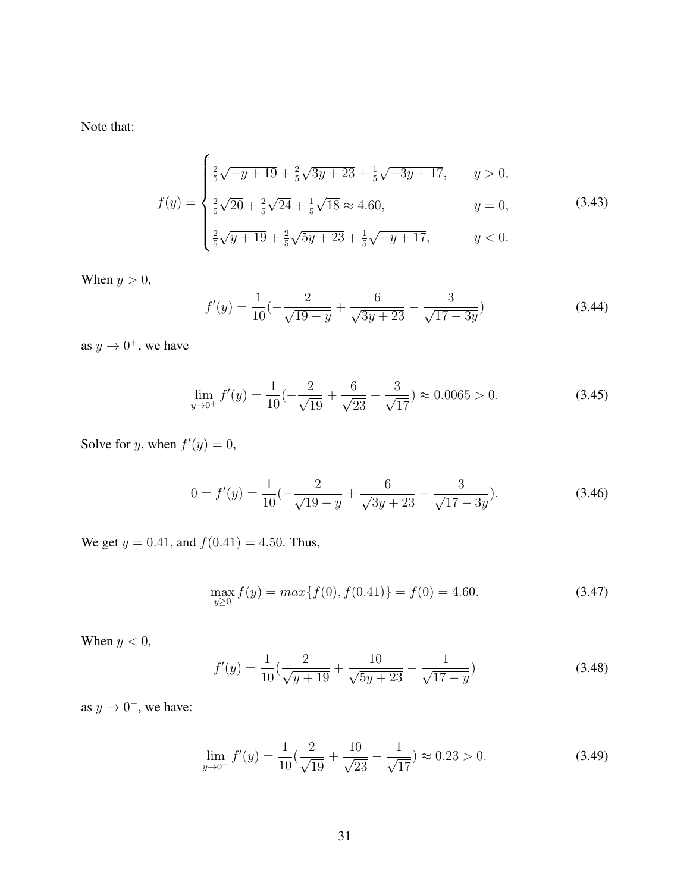Note that:

$$
f(y) = \begin{cases} \frac{2}{5}\sqrt{-y+19} + \frac{2}{5}\sqrt{3y+23} + \frac{1}{5}\sqrt{-3y+17}, & y > 0, \\ \frac{2}{5}\sqrt{20} + \frac{2}{5}\sqrt{24} + \frac{1}{5}\sqrt{18} \approx 4.60, & y = 0, \\ \frac{2}{5}\sqrt{y+19} + \frac{2}{5}\sqrt{5y+23} + \frac{1}{5}\sqrt{-y+17}, & y < 0. \end{cases} \tag{3.43}
$$

When $y > 0$,

$$
f'(y) = \frac{1}{10}\left(-\frac{2}{\sqrt{19-y}} + \frac{6}{\sqrt{3y+23}} - \frac{3}{\sqrt{17-3y}}\right) \tag{3.44}
$$

as $y \to 0^+$, we have

$$
\lim_{y \to 0^+} f'(y) = \frac{1}{10}\left(-\frac{2}{\sqrt{19}} + \frac{6}{\sqrt{23}} - \frac{3}{\sqrt{17}}\right) \approx 0.0065 > 0. \tag{3.45}
$$

Solve for $y$, when $f'(y) = 0$,

$$
0 = f'(y) = \frac{1}{10}\left(-\frac{2}{\sqrt{19-y}} + \frac{6}{\sqrt{3y+23}} - \frac{3}{\sqrt{17-3y}}\right). \tag{3.46}
$$

We get $y = 0.41$, and $f(0.41) = 4.50$. Thus,

$$
\max_{y \geq 0} f(y) = max\{f(0), f(0.41)\} = f(0) = 4.60. \tag{3.47}
$$

When $y < 0$,

$$
f'(y) = \frac{1}{10}\left(\frac{2}{\sqrt{y+19}} + \frac{10}{\sqrt{5y+23}} - \frac{1}{\sqrt{17-y}}\right) \tag{3.48}
$$

as $y \to 0^-$, we have:

$$
\lim_{y \to 0^-} f'(y) = \frac{1}{10}\left(\frac{2}{\sqrt{19}} + \frac{10}{\sqrt{23}} - \frac{1}{\sqrt{17}}\right) \approx 0.23 > 0. \tag{3.49}
$$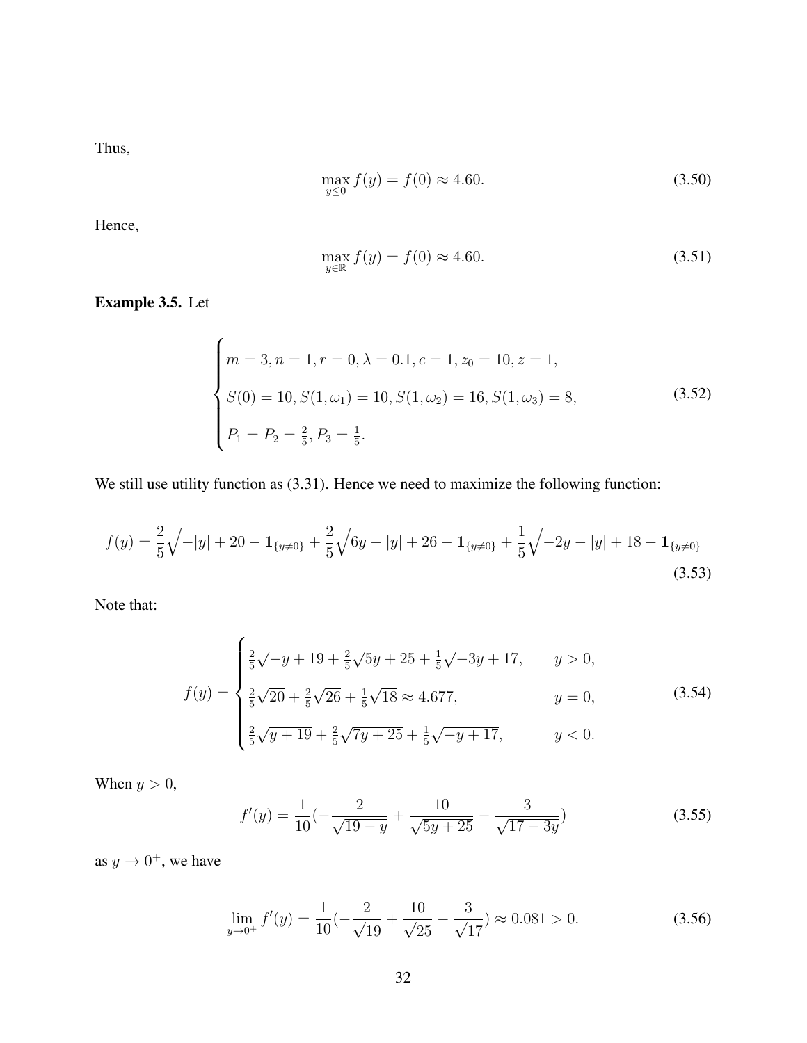Thus,

$$\max_{y \leq 0} f(y) = f(0) \approx 4.60. \tag{3.50}$$

Hence,

$$\max_{y \in \mathbb{R}} f(y) = f(0) \approx 4.60. \tag{3.51}$$

**Example 3.5.** Let

$$\begin{cases} m = 3, n = 1, r = 0, \lambda = 0.1, c = 1, z_0 = 10, z = 1, \\ S(0) = 10, S(1, \omega_1) = 10, S(1, \omega_2) = 16, S(1, \omega_3) = 8, \\ P_1 = P_2 = \frac{2}{5}, P_3 = \frac{1}{5}. \end{cases} \tag{3.52}$$

We still use utility function as (3.31). Hence we need to maximize the following function:

$$f(y) = \frac{2}{5}\sqrt{-|y| + 20 - \mathbf{1}_{\{y \neq 0\}}} + \frac{2}{5}\sqrt{6y - |y| + 26 - \mathbf{1}_{\{y \neq 0\}}} + \frac{1}{5}\sqrt{-2y - |y| + 18 - \mathbf{1}_{\{y \neq 0\}}} \tag{3.53}$$

Note that:

$$f(y) = \begin{cases} \frac{2}{5}\sqrt{-y + 19} + \frac{2}{5}\sqrt{5y + 25} + \frac{1}{5}\sqrt{-3y + 17}, & y > 0, \\ \frac{2}{5}\sqrt{20} + \frac{2}{5}\sqrt{26} + \frac{1}{5}\sqrt{18} \approx 4.677, & y = 0, \\ \frac{2}{5}\sqrt{y + 19} + \frac{2}{5}\sqrt{7y + 25} + \frac{1}{5}\sqrt{-y + 17}, & y < 0. \end{cases} \tag{3.54}$$

When $y > 0$,

$$f'(y) = \frac{1}{10}\left(-\frac{2}{\sqrt{19 - y}} + \frac{10}{\sqrt{5y + 25}} - \frac{3}{\sqrt{17 - 3y}}\right) \tag{3.55}$$

as $y \to 0^+$, we have

$$\lim_{y \to 0^+} f'(y) = \frac{1}{10}\left(-\frac{2}{\sqrt{19}} + \frac{10}{\sqrt{25}} - \frac{3}{\sqrt{17}}\right) \approx 0.081 > 0. \tag{3.56}$$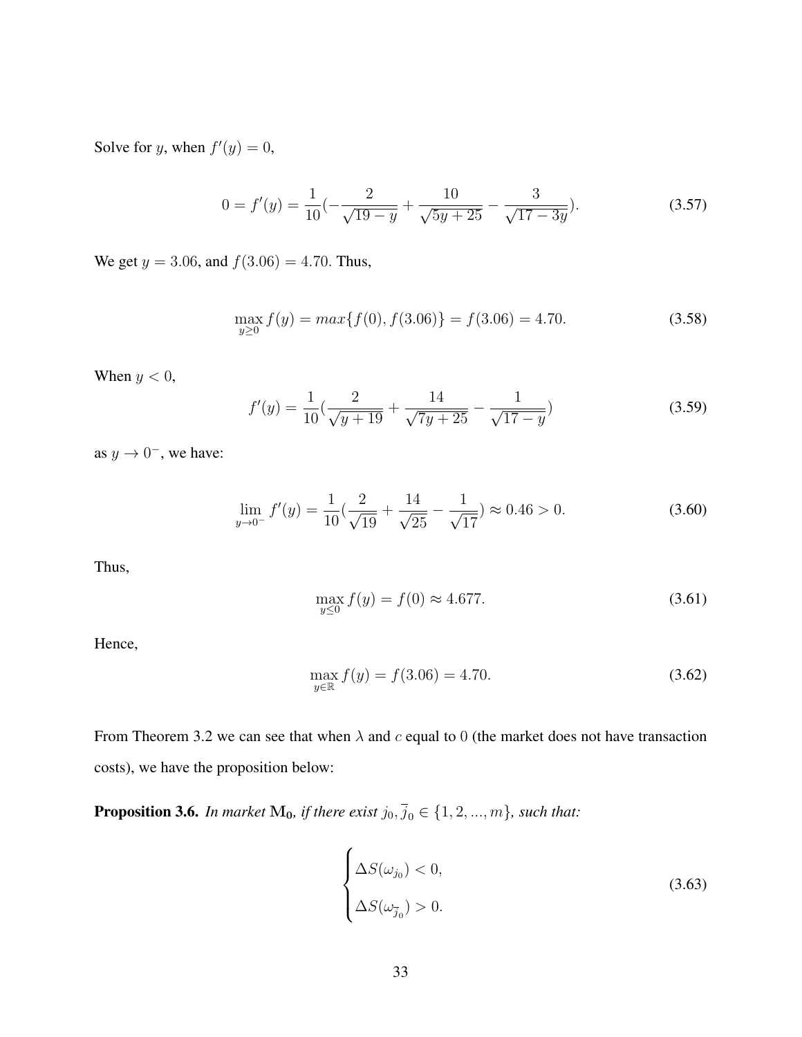Solve for $y$, when $f'(y) = 0$,

$$0 = f'(y) = \frac{1}{10}(-\frac{2}{\sqrt{19-y}} + \frac{10}{\sqrt{5y+25}} - \frac{3}{\sqrt{17-3y}}). \tag{3.57}$$

We get $y = 3.06$, and $f(3.06) = 4.70$. Thus,

$$\max_{y \geq 0} f(y) = max\{f(0), f(3.06)\} = f(3.06) = 4.70. \tag{3.58}$$

When $y < 0$,

$$f'(y) = \frac{1}{10}(\frac{2}{\sqrt{y+19}} + \frac{14}{\sqrt{7y+25}} - \frac{1}{\sqrt{17-y}}) \tag{3.59}$$

as $y \to 0^-$, we have:

$$\lim_{y \to 0^-} f'(y) = \frac{1}{10}(\frac{2}{\sqrt{19}} + \frac{14}{\sqrt{25}} - \frac{1}{\sqrt{17}}) \approx 0.46 > 0. \tag{3.60}$$

Thus,

$$\max_{y \leq 0} f(y) = f(0) \approx 4.677. \tag{3.61}$$

Hence,

$$\max_{y \in \mathbb{R}} f(y) = f(3.06) = 4.70. \tag{3.62}$$

From Theorem 3.2 we can see that when $\lambda$ and $c$ equal to $0$ (the market does not have transaction costs), we have the proposition below:

**Proposition 3.6.** *In market* $\mathbf{M_0}$*, if there exist* $j_0, \overline{j}_0 \in \{1, 2, ..., m\}$*, such that:*

$$\begin{cases} \Delta S(\omega_{j_0}) < 0, \\ \Delta S(\omega_{\overline{j}_0}) > 0. \end{cases} \tag{3.63}$$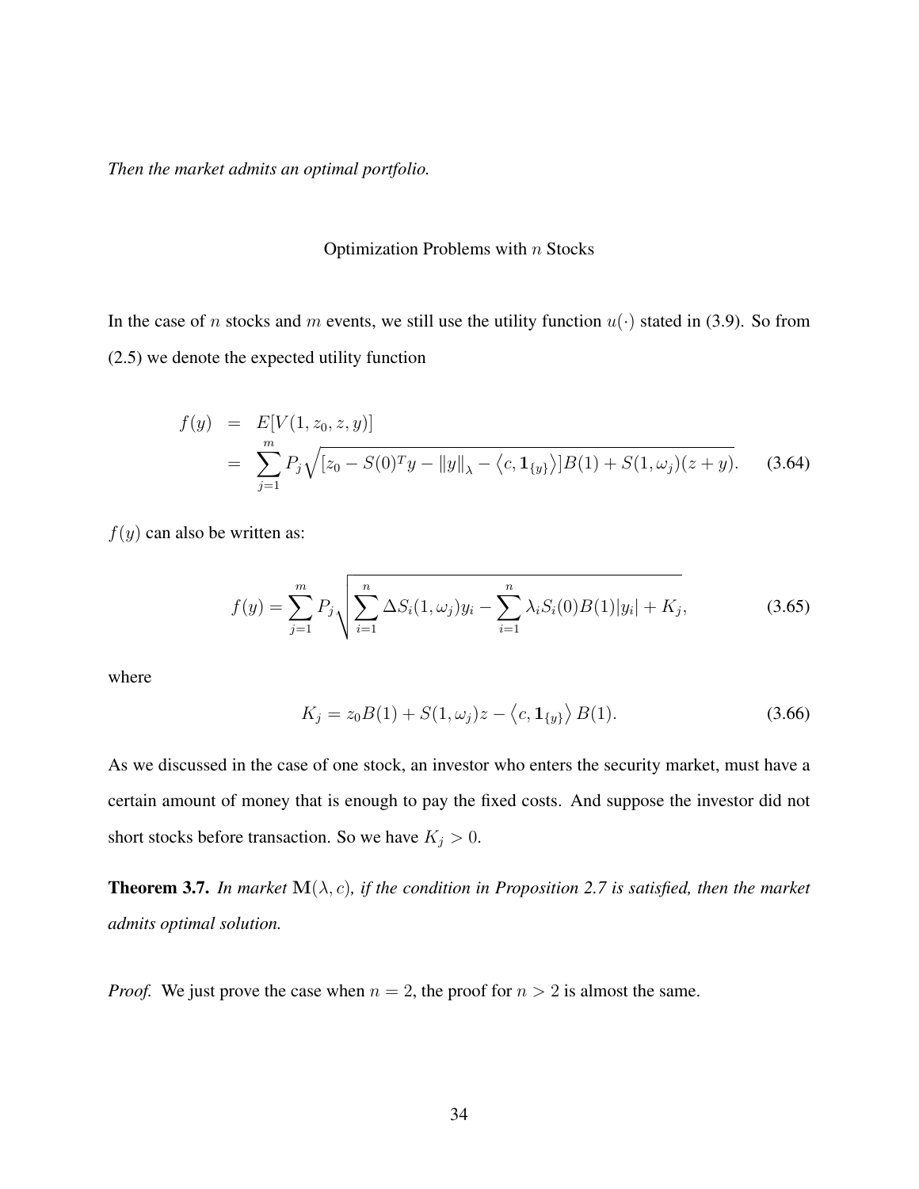*Then the market admits an optimal portfolio.*

### Optimization Problems with $n$ Stocks

In the case of $n$ stocks and $m$ events, we still use the utility function $u(\cdot)$ stated in (3.9). So from (2.5) we denote the expected utility function

$$
\begin{aligned}
f(y) &= E[V(1, z_0, z, y)] \\
&= \sum_{j=1}^{m} P_j \sqrt{[z_0 - S(0)^T y - \|y\|_\lambda - \langle c, \mathbf{1}_{\{y\}} \rangle] B(1) + S(1, \omega_j)(z + y)}. \qquad (3.64)
\end{aligned}
$$

$f(y)$ can also be written as:

$$
f(y) = \sum_{j=1}^{m} P_j \sqrt{\sum_{i=1}^{n} \Delta S_i(1, \omega_j) y_i - \sum_{i=1}^{n} \lambda_i S_i(0) B(1) |y_i| + K_j}, \qquad (3.65)
$$

where

$$
K_j = z_0 B(1) + S(1, \omega_j) z - \langle c, \mathbf{1}_{\{y\}} \rangle B(1). \qquad (3.66)
$$

As we discussed in the case of one stock, an investor who enters the security market, must have a certain amount of money that is enough to pay the fixed costs. And suppose the investor did not short stocks before transaction. So we have $K_j > 0$.

**Theorem 3.7.** *In market $\mathbf{M}(\lambda, c)$, if the condition in Proposition 2.7 is satisfied, then the market admits optimal solution.*

*Proof.* We just prove the case when $n = 2$, the proof for $n > 2$ is almost the same.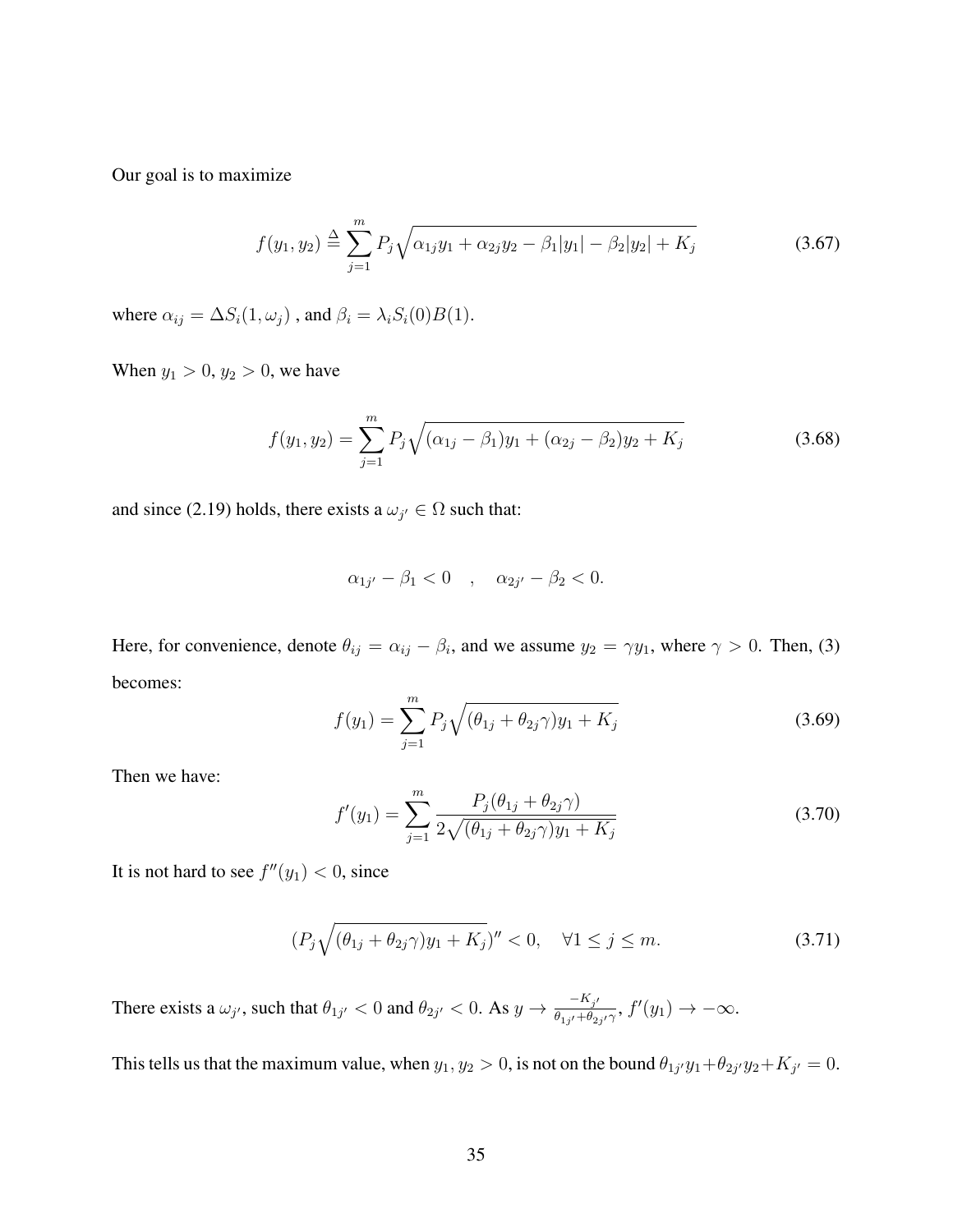Our goal is to maximize

$$f(y_1, y_2) \triangleq \sum_{j=1}^{m} P_j \sqrt{\alpha_{1j} y_1 + \alpha_{2j} y_2 - \beta_1 |y_1| - \beta_2 |y_2| + K_j} \tag{3.67}$$

where $\alpha_{ij} = \Delta S_i(1, \omega_j)$ , and $\beta_i = \lambda_i S_i(0) B(1)$.

When $y_1 > 0$, $y_2 > 0$, we have

$$f(y_1, y_2) = \sum_{j=1}^{m} P_j \sqrt{(\alpha_{1j} - \beta_1) y_1 + (\alpha_{2j} - \beta_2) y_2 + K_j} \tag{3.68}$$

and since (2.19) holds, there exists a $\omega_{j'} \in \Omega$ such that:

$$\alpha_{1j'} - \beta_1 < 0 \quad , \quad \alpha_{2j'} - \beta_2 < 0.$$

Here, for convenience, denote $\theta_{ij} = \alpha_{ij} - \beta_i$, and we assume $y_2 = \gamma y_1$, where $\gamma > 0$. Then, (3) becomes:

$$f(y_1) = \sum_{j=1}^{m} P_j \sqrt{(\theta_{1j} + \theta_{2j}\gamma) y_1 + K_j} \tag{3.69}$$

Then we have:

$$f'(y_1) = \sum_{j=1}^{m} \frac{P_j (\theta_{1j} + \theta_{2j}\gamma)}{2\sqrt{(\theta_{1j} + \theta_{2j}\gamma) y_1 + K_j}} \tag{3.70}$$

It is not hard to see $f''(y_1) < 0$, since

$$(P_j \sqrt{(\theta_{1j} + \theta_{2j}\gamma) y_1 + K_j})'' < 0, \quad \forall 1 \leq j \leq m. \tag{3.71}$$

There exists a $\omega_{j'}$, such that $\theta_{1j'} < 0$ and $\theta_{2j'} < 0$. As $y \to \frac{-K_{j'}}{\theta_{1j'} + \theta_{2j'}\gamma}$, $f'(y_1) \to -\infty$.

This tells us that the maximum value, when $y_1, y_2 > 0$, is not on the bound $\theta_{1j'} y_1 + \theta_{2j'} y_2 + K_{j'} = 0$.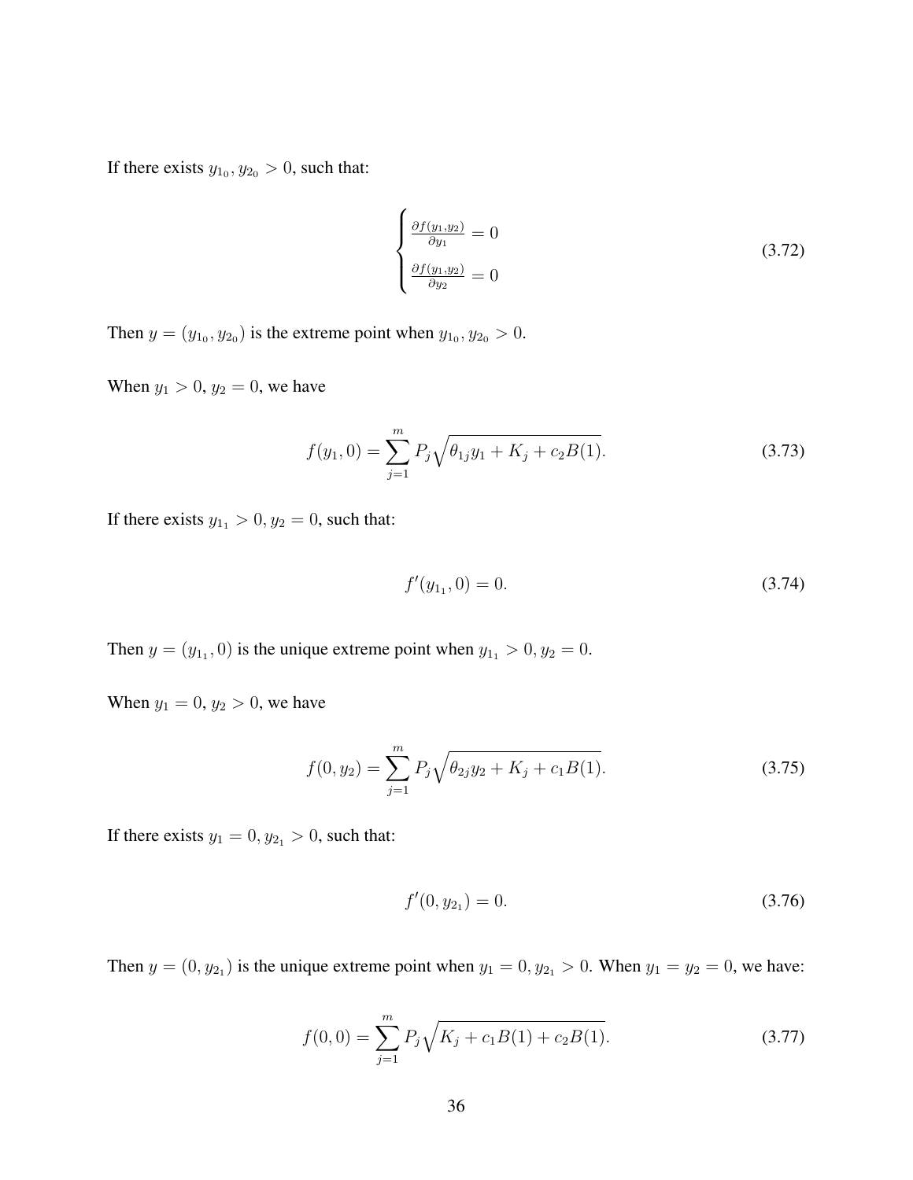If there exists $y_{1_0}, y_{2_0} > 0$, such that:

$$\begin{cases} \frac{\partial f(y_1, y_2)}{\partial y_1} = 0 \\ \frac{\partial f(y_1, y_2)}{\partial y_2} = 0 \end{cases} \tag{3.72}$$

Then $y = (y_{1_0}, y_{2_0})$ is the extreme point when $y_{1_0}, y_{2_0} > 0$.

When $y_1 > 0$, $y_2 = 0$, we have

$$f(y_1, 0) = \sum_{j=1}^{m} P_j \sqrt{\theta_{1j} y_1 + K_j + c_2 B(1)}. \tag{3.73}$$

If there exists $y_{1_1} > 0, y_2 = 0$, such that:

$$f'(y_{1_1}, 0) = 0. \tag{3.74}$$

Then $y = (y_{1_1}, 0)$ is the unique extreme point when $y_{1_1} > 0, y_2 = 0$.

When $y_1 = 0$, $y_2 > 0$, we have

$$f(0, y_2) = \sum_{j=1}^{m} P_j \sqrt{\theta_{2j} y_2 + K_j + c_1 B(1)}. \tag{3.75}$$

If there exists $y_1 = 0, y_{2_1} > 0$, such that:

$$f'(0, y_{2_1}) = 0. \tag{3.76}$$

Then $y = (0, y_{2_1})$ is the unique extreme point when $y_1 = 0, y_{2_1} > 0$. When $y_1 = y_2 = 0$, we have:

$$f(0, 0) = \sum_{j=1}^{m} P_j \sqrt{K_j + c_1 B(1) + c_2 B(1)}. \tag{3.77}$$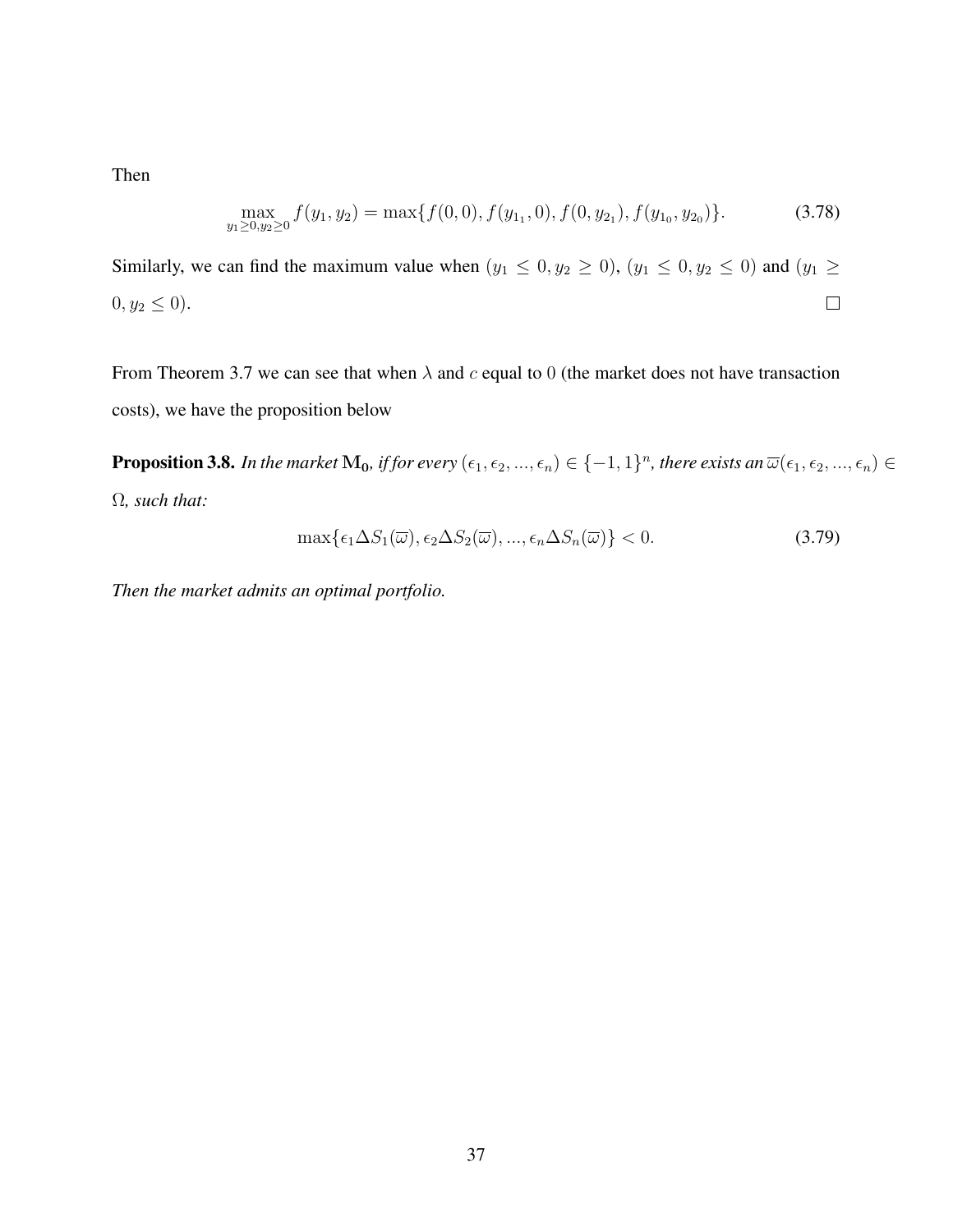Then

$$\max_{y_1 \geq 0, y_2 \geq 0} f(y_1, y_2) = \max\{f(0,0), f(y_{1_1}, 0), f(0, y_{2_1}), f(y_{1_0}, y_{2_0})\}. \tag{3.78}$$

Similarly, we can find the maximum value when $(y_1 \leq 0, y_2 \geq 0)$, $(y_1 \leq 0, y_2 \leq 0)$ and $(y_1 \geq 0, y_2 \leq 0)$. □

From Theorem 3.7 we can see that when $\lambda$ and $c$ equal to $0$ (the market does not have transaction costs), we have the proposition below

**Proposition 3.8.** *In the market $\mathbf{M_0}$, if for every $(\epsilon_1, \epsilon_2, ..., \epsilon_n) \in \{-1, 1\}^n$, there exists an $\overline{\omega}(\epsilon_1, \epsilon_2, ..., \epsilon_n) \in \Omega$, such that:*

$$\max\{\epsilon_1 \Delta S_1(\overline{\omega}), \epsilon_2 \Delta S_2(\overline{\omega}), ..., \epsilon_n \Delta S_n(\overline{\omega})\} < 0. \tag{3.79}$$

*Then the market admits an optimal portfolio.*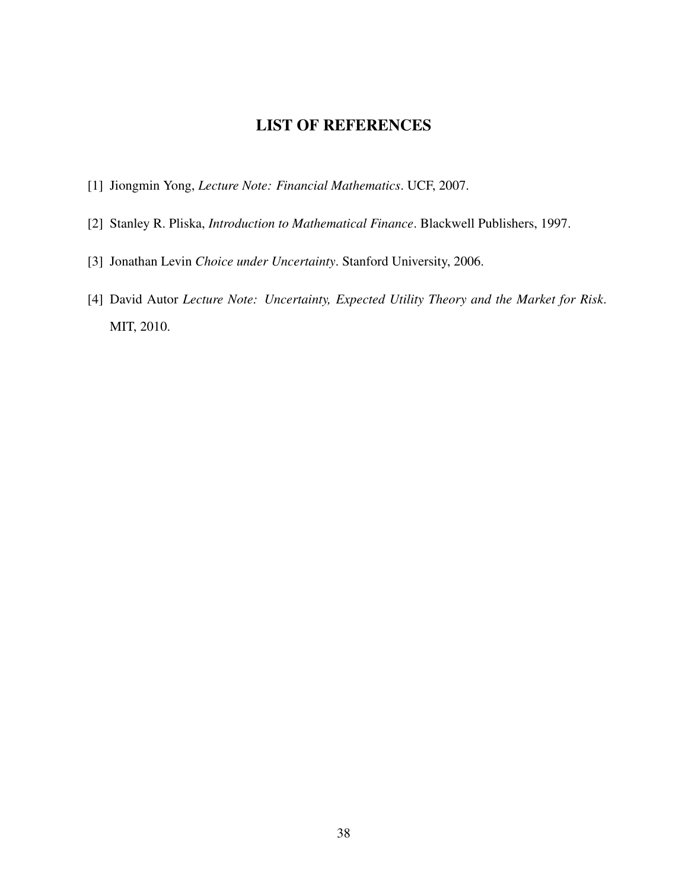# LIST OF REFERENCES

[1] Jiongmin Yong, *Lecture Note: Financial Mathematics*. UCF, 2007.

[2] Stanley R. Pliska, *Introduction to Mathematical Finance*. Blackwell Publishers, 1997.

[3] Jonathan Levin *Choice under Uncertainty*. Stanford University, 2006.

[4] David Autor *Lecture Note: Uncertainty, Expected Utility Theory and the Market for Risk*. MIT, 2010.